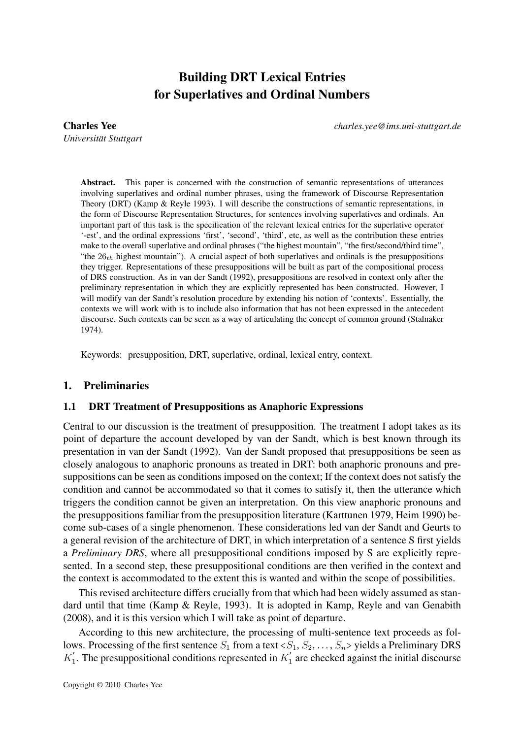# Building DRT Lexical Entries for Superlatives and Ordinal Numbers

**Charles Yee** *charles.yee@ims.uni-stuttgart.de*
*Universität Stuttgart*

**Abstract.** This paper is concerned with the construction of semantic representations of utterances involving superlatives and ordinal number phrases, using the framework of Discourse Representation Theory (DRT) (Kamp & Reyle 1993). I will describe the constructions of semantic representations, in the form of Discourse Representation Structures, for sentences involving superlatives and ordinals. An important part of this task is the specification of the relevant lexical entries for the superlative operator '-est', and the ordinal expressions 'first', 'second', 'third', etc, as well as the contribution these entries make to the overall superlative and ordinal phrases ("the highest mountain", "the first/second/third time", "the $26_{th}$ highest mountain"). A crucial aspect of both superlatives and ordinals is the presuppositions they trigger. Representations of these presuppositions will be built as part of the compositional process of DRS construction. As in van der Sandt (1992), presuppositions are resolved in context only after the preliminary representation in which they are explicitly represented has been constructed. However, I will modify van der Sandt's resolution procedure by extending his notion of 'contexts'. Essentially, the contexts we will work with is to include also information that has not been expressed in the antecedent discourse. Such contexts can be seen as a way of articulating the concept of common ground (Stalnaker 1974).

Keywords: presupposition, DRT, superlative, ordinal, lexical entry, context.

## 1. Preliminaries

### 1.1 DRT Treatment of Presuppositions as Anaphoric Expressions

Central to our discussion is the treatment of presupposition. The treatment I adopt takes as its point of departure the account developed by van der Sandt, which is best known through its presentation in van der Sandt (1992). Van der Sandt proposed that presuppositions be seen as closely analogous to anaphoric pronouns as treated in DRT: both anaphoric pronouns and presuppositions can be seen as conditions imposed on the context; If the context does not satisfy the condition and cannot be accommodated so that it comes to satisfy it, then the utterance which triggers the condition cannot be given an interpretation. On this view anaphoric pronouns and the presuppositions familiar from the presupposition literature (Karttunen 1979, Heim 1990) become sub-cases of a single phenomenon. These considerations led van der Sandt and Geurts to a general revision of the architecture of DRT, in which interpretation of a sentence S first yields a *Preliminary DRS*, where all presuppositional conditions imposed by S are explicitly represented. In a second step, these presuppositional conditions are then verified in the context and the context is accommodated to the extent this is wanted and within the scope of possibilities.

This revised architecture differs crucially from that which had been widely assumed as standard until that time (Kamp & Reyle, 1993). It is adopted in Kamp, Reyle and van Genabith (2008), and it is this version which I will take as point of departure.

According to this new architecture, the processing of multi-sentence text proceeds as follows. Processing of the first sentence $S_1$ from a text $<S_1, S_2, \ldots, S_n>$ yields a Preliminary DRS $K_1^{'}$. The presuppositional conditions represented in $K_1^{'}$ are checked against the initial discourse

Copyright © 2010 Charles Yee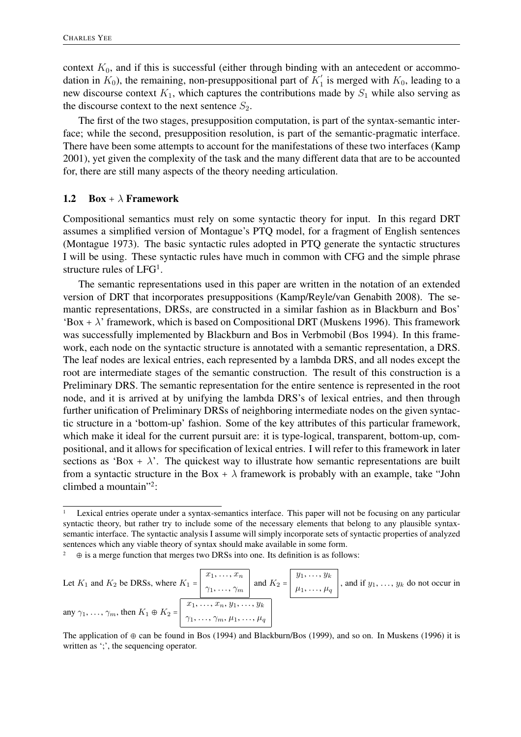context $K_0$, and if this is successful (either through binding with an antecedent or accommodation in $K_0$), the remaining, non-presuppositional part of $K_1'$ is merged with $K_0$, leading to a new discourse context $K_1$, which captures the contributions made by $S_1$ while also serving as the discourse context to the next sentence $S_2$.

The first of the two stages, presupposition computation, is part of the syntax-semantic interface; while the second, presupposition resolution, is part of the semantic-pragmatic interface. There have been some attempts to account for the manifestations of these two interfaces (Kamp 2001), yet given the complexity of the task and the many different data that are to be accounted for, there are still many aspects of the theory needing articulation.

### 1.2 Box + $\lambda$ Framework

Compositional semantics must rely on some syntactic theory for input. In this regard DRT assumes a simplified version of Montague's PTQ model, for a fragment of English sentences (Montague 1973). The basic syntactic rules adopted in PTQ generate the syntactic structures I will be using. These syntactic rules have much in common with CFG and the simple phrase structure rules of LFG[1].

The semantic representations used in this paper are written in the notation of an extended version of DRT that incorporates presuppositions (Kamp/Reyle/van Genabith 2008). The semantic representations, DRSs, are constructed in a similar fashion as in Blackburn and Bos' 'Box + $\lambda$' framework, which is based on Compositional DRT (Muskens 1996). This framework was successfully implemented by Blackburn and Bos in Verbmobil (Bos 1994). In this framework, each node on the syntactic structure is annotated with a semantic representation, a DRS. The leaf nodes are lexical entries, each represented by a lambda DRS, and all nodes except the root are intermediate stages of the semantic construction. The result of this construction is a Preliminary DRS. The semantic representation for the entire sentence is represented in the root node, and it is arrived at by unifying the lambda DRS's of lexical entries, and then through further unification of Preliminary DRSs of neighboring intermediate nodes on the given syntactic structure in a 'bottom-up' fashion. Some of the key attributes of this particular framework, which make it ideal for the current pursuit are: it is type-logical, transparent, bottom-up, compositional, and it allows for specification of lexical entries. I will refer to this framework in later sections as 'Box + $\lambda$'. The quickest way to illustrate how semantic representations are built from a syntactic structure in the Box + $\lambda$ framework is probably with an example, take "John climbed a mountain"[2]:

---

[1] Lexical entries operate under a syntax-semantics interface. This paper will not be focusing on any particular syntactic theory, but rather try to include some of the necessary elements that belong to any plausible syntax-semantic interface. The syntactic analysis I assume will simply incorporate sets of syntactic properties of analyzed sentences which any viable theory of syntax should make available in some form.

[2] $\oplus$ is a merge function that merges two DRSs into one. Its definition is as follows:

Let $K_1$ and $K_2$ be DRSs, where $K_1 = \boxed{\begin{array}{c} x_1, \ldots, x_n \\ \hline \gamma_1, \ldots, \gamma_m \end{array}}$ and $K_2 = \boxed{\begin{array}{c} y_1, \ldots, y_k \\ \hline \mu_1, \ldots, \mu_q \end{array}}$, and if $y_1, \ldots, y_k$ do not occur in any $\gamma_1, \ldots, \gamma_m$, then $K_1 \oplus K_2 = \boxed{\begin{array}{c} x_1, \ldots, x_n, y_1, \ldots, y_k \\ \hline \gamma_1, \ldots, \gamma_m, \mu_1, \ldots, \mu_q \end{array}}$

The application of $\oplus$ can be found in Bos (1994) and Blackburn/Bos (1999), and so on. In Muskens (1996) it is written as ';', the sequencing operator.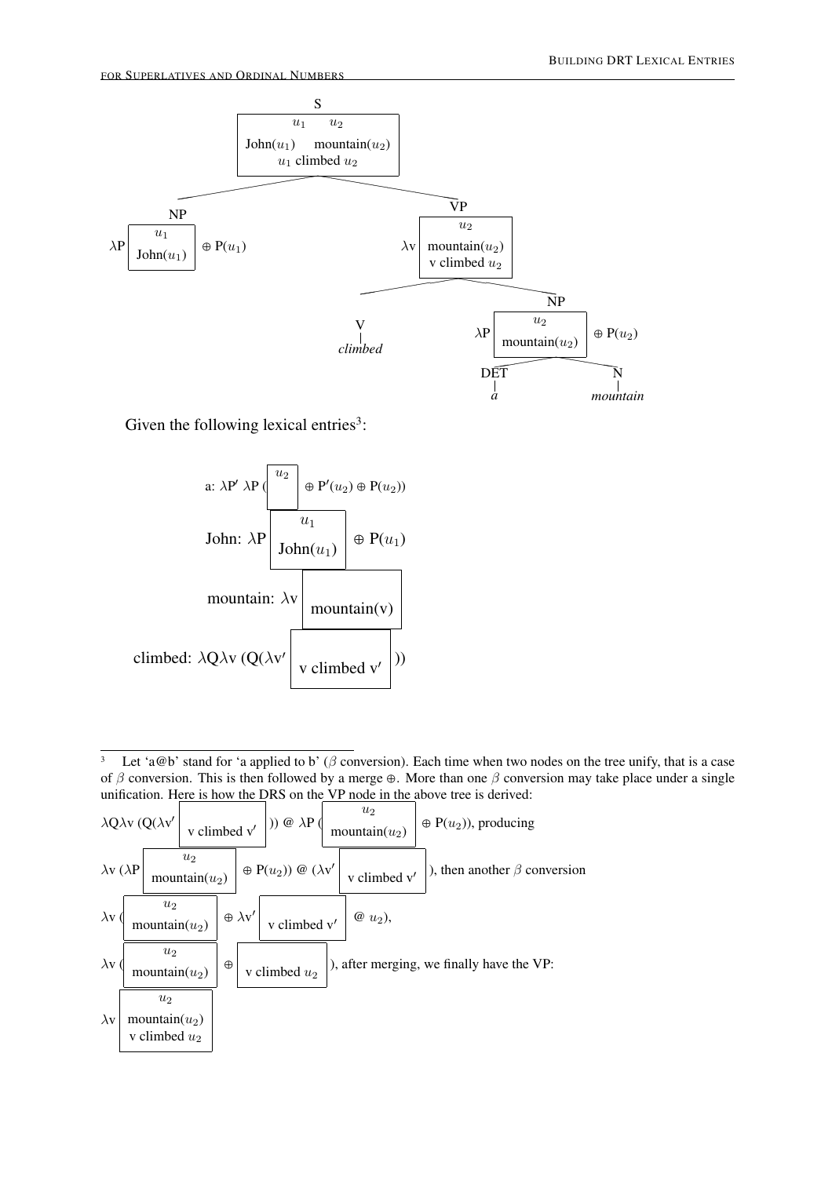S: $\begin{array}{|c|}\hline u_1 \quad u_2 \\ \text{John}(u_1) \quad \text{mountain}(u_2) \\ u_1 \text{ climbed } u_2 \\ \hline\end{array}$

NP: $\lambda P \begin{array}{|c|}\hline u_1 \\ \text{John}(u_1) \\ \hline\end{array} \oplus P(u_1)$

VP: $\lambda v \begin{array}{|c|}\hline u_2 \\ \text{mountain}(u_2) \\ \text{v climbed } u_2 \\ \hline\end{array}$

V: *climbed*

NP: $\lambda P \begin{array}{|c|}\hline u_2 \\ \text{mountain}(u_2) \\ \hline\end{array} \oplus P(u_2)$

DET: *a*

N: *mountain*

Given the following lexical entries[3]:

a: $\lambda P' \lambda P \left( \begin{array}{|c|}\hline u_2 \\ \\ \hline\end{array} \oplus P'(u_2) \oplus P(u_2) \right)$

John: $\lambda P \begin{array}{|c|}\hline u_1 \\ \text{John}(u_1) \\ \hline\end{array} \oplus P(u_1)$

mountain: $\lambda v \begin{array}{|c|}\hline \\ \text{mountain(v)} \\ \hline\end{array}$

climbed: $\lambda Q \lambda v \left( Q(\lambda v' \begin{array}{|c|}\hline \\ \text{v climbed v}' \\ \hline\end{array} ) \right)$

---

[3] Let 'a@b' stand for 'a applied to b' ($\beta$ conversion). Each time when two nodes on the tree unify, that is a case of $\beta$ conversion. This is then followed by a merge $\oplus$. More than one $\beta$ conversion may take place under a single unification. Here is how the DRS on the VP node in the above tree is derived:

$\lambda Q \lambda v \left( Q(\lambda v' \begin{array}{|c|}\hline \\ \text{v climbed v}' \\ \hline\end{array} ) \right) @ \lambda P \left( \begin{array}{|c|}\hline u_2 \\ \text{mountain}(u_2) \\ \hline\end{array} \oplus P(u_2) \right)$, producing

$\lambda v \left( \lambda P \begin{array}{|c|}\hline u_2 \\ \text{mountain}(u_2) \\ \hline\end{array} \oplus P(u_2) \right) @ \left( \lambda v' \begin{array}{|c|}\hline \\ \text{v climbed v}' \\ \hline\end{array} \right)$, then another $\beta$ conversion

$\lambda v \left( \begin{array}{|c|}\hline u_2 \\ \text{mountain}(u_2) \\ \hline\end{array} \oplus \lambda v' \begin{array}{|c|}\hline \\ \text{v climbed v}' \\ \hline\end{array} @ u_2 \right)$,

$\lambda v \left( \begin{array}{|c|}\hline u_2 \\ \text{mountain}(u_2) \\ \hline\end{array} \oplus \begin{array}{|c|}\hline \\ \text{v climbed } u_2 \\ \hline\end{array} \right)$, after merging, we finally have the VP:

$\lambda v \begin{array}{|c|}\hline u_2 \\ \text{mountain}(u_2) \\ \text{v climbed } u_2 \\ \hline\end{array}$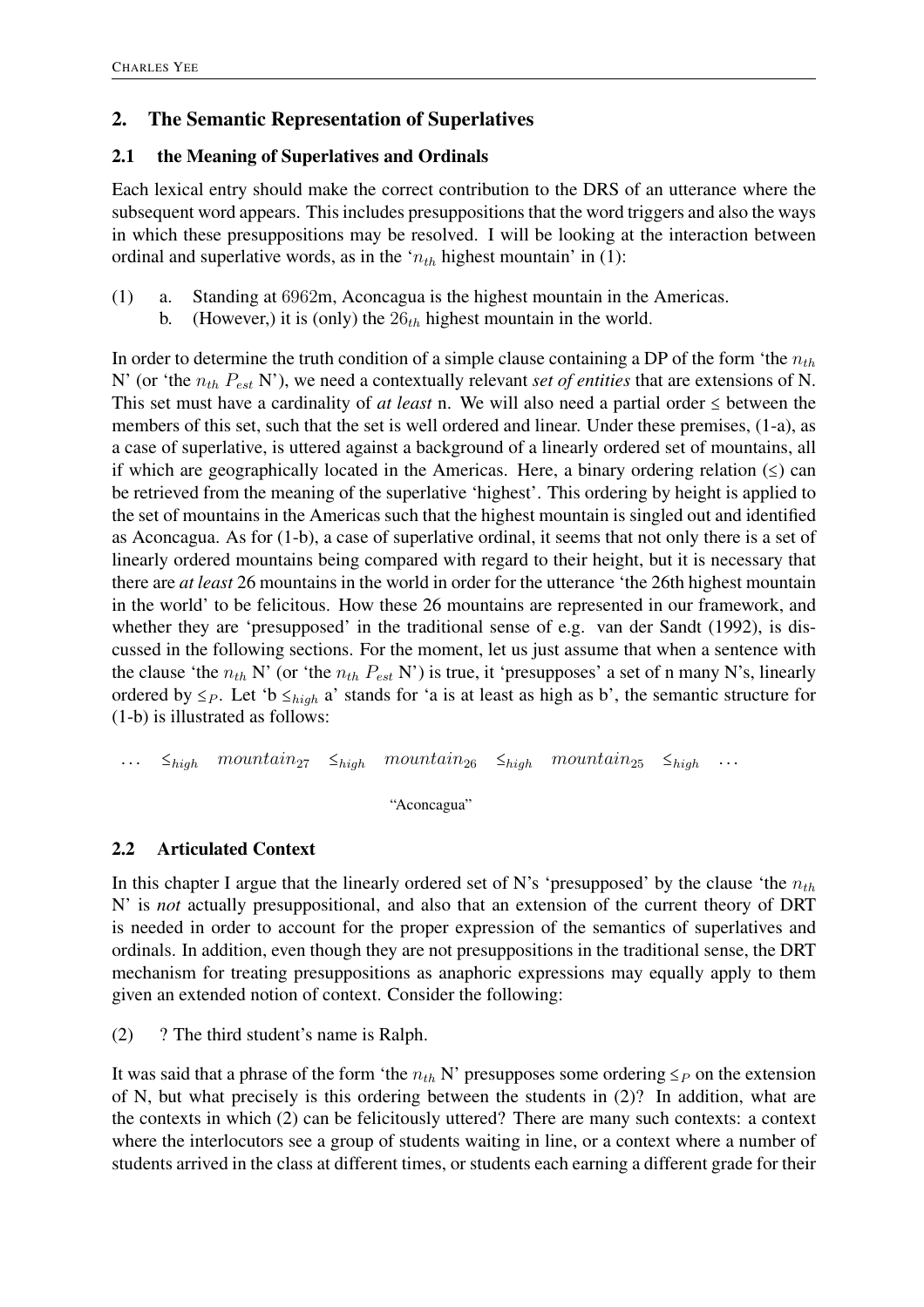## 2. The Semantic Representation of Superlatives

### 2.1 the Meaning of Superlatives and Ordinals

Each lexical entry should make the correct contribution to the DRS of an utterance where the subsequent word appears. This includes presuppositions that the word triggers and also the ways in which these presuppositions may be resolved. I will be looking at the interaction between ordinal and superlative words, as in the '$n_{th}$ highest mountain' in (1):

(1) a. Standing at $6962$m, Aconcagua is the highest mountain in the Americas.
   b. (However,) it is (only) the $26_{th}$ highest mountain in the world.

In order to determine the truth condition of a simple clause containing a DP of the form 'the $n_{th}$ N' (or 'the $n_{th}$ $P_{est}$ N'), we need a contextually relevant *set of entities* that are extensions of N. This set must have a cardinality of *at least* n. We will also need a partial order $\leq$ between the members of this set, such that the set is well ordered and linear. Under these premises, (1-a), as a case of superlative, is uttered against a background of a linearly ordered set of mountains, all if which are geographically located in the Americas. Here, a binary ordering relation ($\leq$) can be retrieved from the meaning of the superlative 'highest'. This ordering by height is applied to the set of mountains in the Americas such that the highest mountain is singled out and identified as Aconcagua. As for (1-b), a case of superlative ordinal, it seems that not only there is a set of linearly ordered mountains being compared with regard to their height, but it is necessary that there are *at least* 26 mountains in the world in order for the utterance 'the 26th highest mountain in the world' to be felicitous. How these 26 mountains are represented in our framework, and whether they are 'presupposed' in the traditional sense of e.g. van der Sandt (1992), is discussed in the following sections. For the moment, let us just assume that when a sentence with the clause 'the $n_{th}$ N' (or 'the $n_{th}$ $P_{est}$ N') is true, it 'presupposes' a set of n many N's, linearly ordered by $\leq_P$. Let 'b $\leq_{high}$ a' stands for 'a is at least as high as b', the semantic structure for (1-b) is illustrated as follows:

$$\ldots \quad \leq_{high} \quad mountain_{27} \quad \leq_{high} \quad mountain_{26} \quad \leq_{high} \quad mountain_{25} \quad \leq_{high} \quad \ldots$$

"Aconcagua"

### 2.2 Articulated Context

In this chapter I argue that the linearly ordered set of N's 'presupposed' by the clause 'the $n_{th}$ N' is *not* actually presuppositional, and also that an extension of the current theory of DRT is needed in order to account for the proper expression of the semantics of superlatives and ordinals. In addition, even though they are not presuppositions in the traditional sense, the DRT mechanism for treating presuppositions as anaphoric expressions may equally apply to them given an extended notion of context. Consider the following:

(2) ? The third student's name is Ralph.

It was said that a phrase of the form 'the $n_{th}$ N' presupposes some ordering $\leq_P$ on the extension of N, but what precisely is this ordering between the students in (2)? In addition, what are the contexts in which (2) can be felicitously uttered? There are many such contexts: a context where the interlocutors see a group of students waiting in line, or a context where a number of students arrived in the class at different times, or students each earning a different grade for their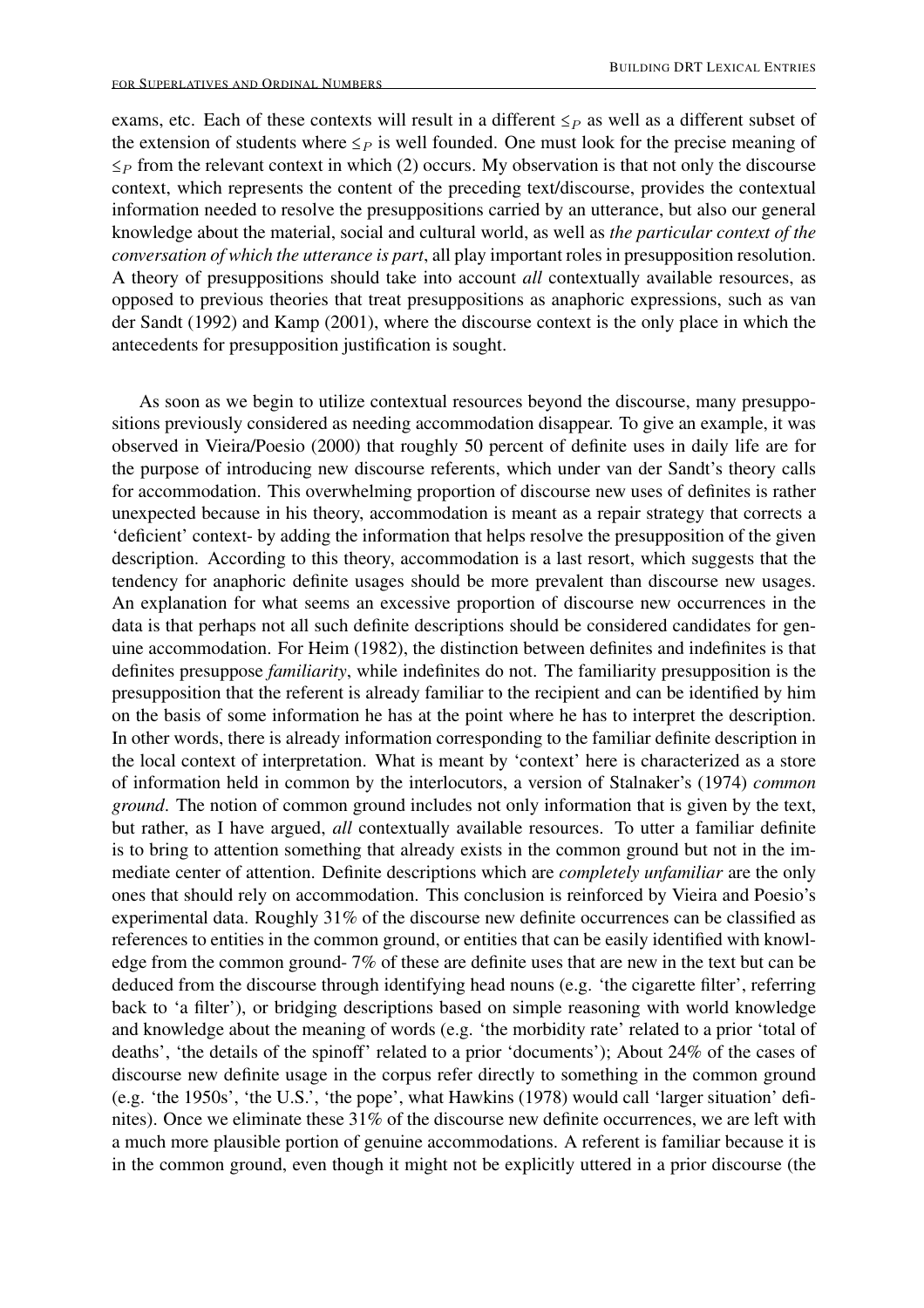exams, etc. Each of these contexts will result in a different $\leq_P$ as well as a different subset of the extension of students where $\leq_P$ is well founded. One must look for the precise meaning of $\leq_P$ from the relevant context in which (2) occurs. My observation is that not only the discourse context, which represents the content of the preceding text/discourse, provides the contextual information needed to resolve the presuppositions carried by an utterance, but also our general knowledge about the material, social and cultural world, as well as *the particular context of the conversation of which the utterance is part*, all play important roles in presupposition resolution. A theory of presuppositions should take into account *all* contextually available resources, as opposed to previous theories that treat presuppositions as anaphoric expressions, such as van der Sandt (1992) and Kamp (2001), where the discourse context is the only place in which the antecedents for presupposition justification is sought.

As soon as we begin to utilize contextual resources beyond the discourse, many presuppositions previously considered as needing accommodation disappear. To give an example, it was observed in Vieira/Poesio (2000) that roughly 50 percent of definite uses in daily life are for the purpose of introducing new discourse referents, which under van der Sandt's theory calls for accommodation. This overwhelming proportion of discourse new uses of definites is rather unexpected because in his theory, accommodation is meant as a repair strategy that corrects a 'deficient' context- by adding the information that helps resolve the presupposition of the given description. According to this theory, accommodation is a last resort, which suggests that the tendency for anaphoric definite usages should be more prevalent than discourse new usages. An explanation for what seems an excessive proportion of discourse new occurrences in the data is that perhaps not all such definite descriptions should be considered candidates for genuine accommodation. For Heim (1982), the distinction between definites and indefinites is that definites presuppose *familiarity*, while indefinites do not. The familiarity presupposition is the presupposition that the referent is already familiar to the recipient and can be identified by him on the basis of some information he has at the point where he has to interpret the description. In other words, there is already information corresponding to the familiar definite description in the local context of interpretation. What is meant by 'context' here is characterized as a store of information held in common by the interlocutors, a version of Stalnaker's (1974) *common ground*. The notion of common ground includes not only information that is given by the text, but rather, as I have argued, *all* contextually available resources. To utter a familiar definite is to bring to attention something that already exists in the common ground but not in the immediate center of attention. Definite descriptions which are *completely unfamiliar* are the only ones that should rely on accommodation. This conclusion is reinforced by Vieira and Poesio's experimental data. Roughly 31% of the discourse new definite occurrences can be classified as references to entities in the common ground, or entities that can be easily identified with knowledge from the common ground- 7% of these are definite uses that are new in the text but can be deduced from the discourse through identifying head nouns (e.g. 'the cigarette filter', referring back to 'a filter'), or bridging descriptions based on simple reasoning with world knowledge and knowledge about the meaning of words (e.g. 'the morbidity rate' related to a prior 'total of deaths', 'the details of the spinoff' related to a prior 'documents'); About 24% of the cases of discourse new definite usage in the corpus refer directly to something in the common ground (e.g. 'the 1950s', 'the U.S.', 'the pope', what Hawkins (1978) would call 'larger situation' definites). Once we eliminate these 31% of the discourse new definite occurrences, we are left with a much more plausible portion of genuine accommodations. A referent is familiar because it is in the common ground, even though it might not be explicitly uttered in a prior discourse (the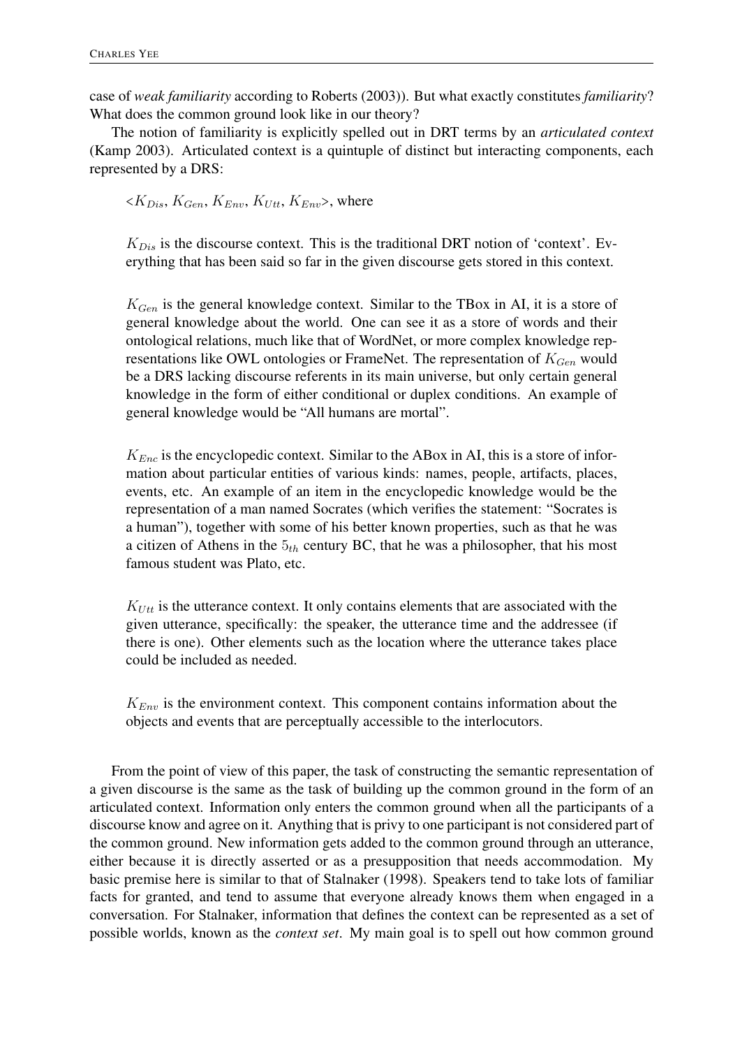case of *weak familiarity* according to Roberts (2003)). But what exactly constitutes *familiarity*? What does the common ground look like in our theory?

The notion of familiarity is explicitly spelled out in DRT terms by an *articulated context* (Kamp 2003). Articulated context is a quintuple of distinct but interacting components, each represented by a DRS:

> $<K_{Dis}$, $K_{Gen}$, $K_{Env}$, $K_{Utt}$, $K_{Env}>$, where
>
> $K_{Dis}$ is the discourse context. This is the traditional DRT notion of 'context'. Everything that has been said so far in the given discourse gets stored in this context.
>
> $K_{Gen}$ is the general knowledge context. Similar to the TBox in AI, it is a store of general knowledge about the world. One can see it as a store of words and their ontological relations, much like that of WordNet, or more complex knowledge representations like OWL ontologies or FrameNet. The representation of $K_{Gen}$ would be a DRS lacking discourse referents in its main universe, but only certain general knowledge in the form of either conditional or duplex conditions. An example of general knowledge would be "All humans are mortal".
>
> $K_{Enc}$ is the encyclopedic context. Similar to the ABox in AI, this is a store of information about particular entities of various kinds: names, people, artifacts, places, events, etc. An example of an item in the encyclopedic knowledge would be the representation of a man named Socrates (which verifies the statement: "Socrates is a human"), together with some of his better known properties, such as that he was a citizen of Athens in the $5_{th}$ century BC, that he was a philosopher, that his most famous student was Plato, etc.
>
> $K_{Utt}$ is the utterance context. It only contains elements that are associated with the given utterance, specifically: the speaker, the utterance time and the addressee (if there is one). Other elements such as the location where the utterance takes place could be included as needed.
>
> $K_{Env}$ is the environment context. This component contains information about the objects and events that are perceptually accessible to the interlocutors.

From the point of view of this paper, the task of constructing the semantic representation of a given discourse is the same as the task of building up the common ground in the form of an articulated context. Information only enters the common ground when all the participants of a discourse know and agree on it. Anything that is privy to one participant is not considered part of the common ground. New information gets added to the common ground through an utterance, either because it is directly asserted or as a presupposition that needs accommodation. My basic premise here is similar to that of Stalnaker (1998). Speakers tend to take lots of familiar facts for granted, and tend to assume that everyone already knows them when engaged in a conversation. For Stalnaker, information that defines the context can be represented as a set of possible worlds, known as the *context set*. My main goal is to spell out how common ground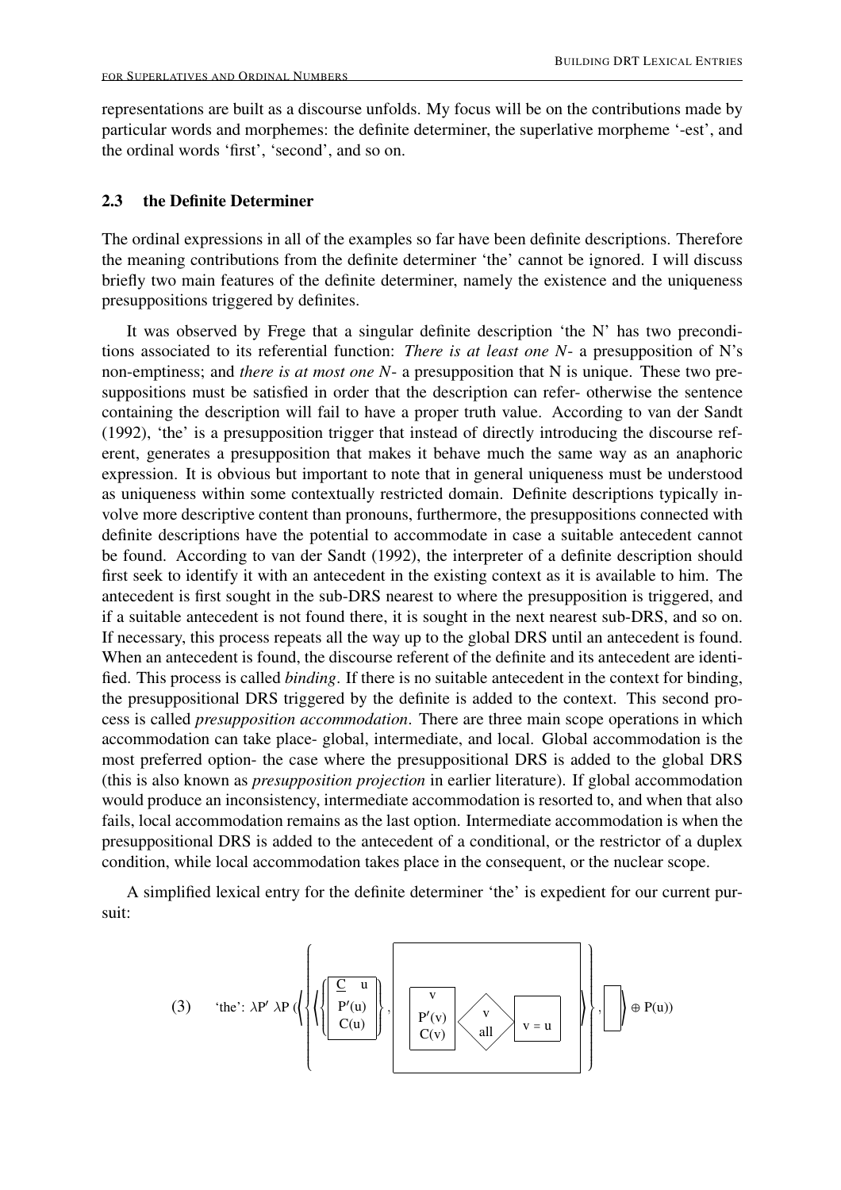representations are built as a discourse unfolds. My focus will be on the contributions made by particular words and morphemes: the definite determiner, the superlative morpheme '-est', and the ordinal words 'first', 'second', and so on.

### 2.3 the Definite Determiner

The ordinal expressions in all of the examples so far have been definite descriptions. Therefore the meaning contributions from the definite determiner 'the' cannot be ignored. I will discuss briefly two main features of the definite determiner, namely the existence and the uniqueness presuppositions triggered by definites.

It was observed by Frege that a singular definite description 'the N' has two preconditions associated to its referential function: *There is at least one N*- a presupposition of N's non-emptiness; and *there is at most one N*- a presupposition that N is unique. These two presuppositions must be satisfied in order that the description can refer- otherwise the sentence containing the description will fail to have a proper truth value. According to van der Sandt (1992), 'the' is a presupposition trigger that instead of directly introducing the discourse referent, generates a presupposition that makes it behave much the same way as an anaphoric expression. It is obvious but important to note that in general uniqueness must be understood as uniqueness within some contextually restricted domain. Definite descriptions typically involve more descriptive content than pronouns, furthermore, the presuppositions connected with definite descriptions have the potential to accommodate in case a suitable antecedent cannot be found. According to van der Sandt (1992), the interpreter of a definite description should first seek to identify it with an antecedent in the existing context as it is available to him. The antecedent is first sought in the sub-DRS nearest to where the presupposition is triggered, and if a suitable antecedent is not found there, it is sought in the next nearest sub-DRS, and so on. If necessary, this process repeats all the way up to the global DRS until an antecedent is found. When an antecedent is found, the discourse referent of the definite and its antecedent are identified. This process is called *binding*. If there is no suitable antecedent in the context for binding, the presuppositional DRS triggered by the definite is added to the context. This second process is called *presupposition accommodation*. There are three main scope operations in which accommodation can take place- global, intermediate, and local. Global accommodation is the most preferred option- the case where the presuppositional DRS is added to the global DRS (this is also known as *presupposition projection* in earlier literature). If global accommodation would produce an inconsistency, intermediate accommodation is resorted to, and when that also fails, local accommodation remains as the last option. Intermediate accommodation is when the presuppositional DRS is added to the antecedent of a conditional, or the restrictor of a duplex condition, while local accommodation takes place in the consequent, or the nuclear scope.

A simplified lexical entry for the definite determiner 'the' is expedient for our current pursuit:

(3) 'the': $\lambda P' \lambda P \left( \left\langle \left\{ \left\langle \left\{ \begin{array}{|c|} \hline \underline{C} \;\; u \\ \hline P'(u) \\ C(u) \\ \hline \end{array} \right\}, \begin{array}{|c|} \hline \begin{array}{|c|} \hline v \\ \hline P'(v) \\ C(v) \\ \hline \end{array} \left\langle \begin{array}{c} v \\ all \end{array} \right\rangle \begin{array}{|c|} \hline v = u \\ \hline \end{array} \\ \hline \end{array} \right\rangle \right\}, \begin{array}{|c|} \hline \\ \hline \end{array} \right\rangle \oplus P(u) \right)$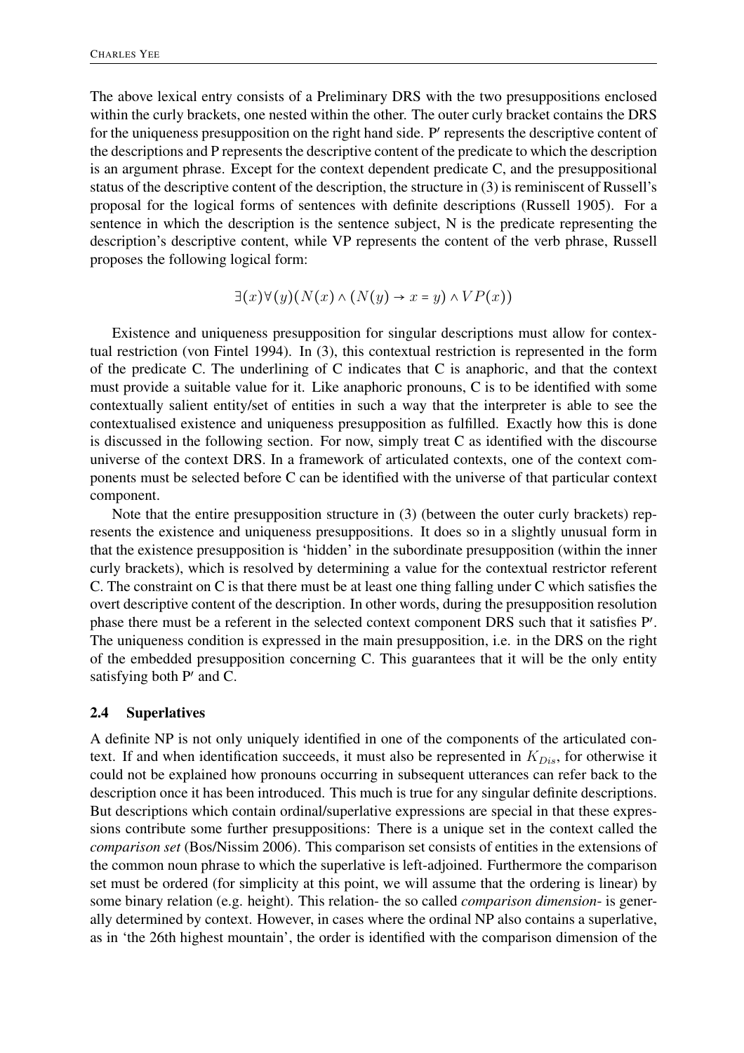The above lexical entry consists of a Preliminary DRS with the two presuppositions enclosed within the curly brackets, one nested within the other. The outer curly bracket contains the DRS for the uniqueness presupposition on the right hand side. P′ represents the descriptive content of the descriptions and P represents the descriptive content of the predicate to which the description is an argument phrase. Except for the context dependent predicate C, and the presuppositional status of the descriptive content of the description, the structure in (3) is reminiscent of Russell's proposal for the logical forms of sentences with definite descriptions (Russell 1905). For a sentence in which the description is the sentence subject, N is the predicate representing the description's descriptive content, while VP represents the content of the verb phrase, Russell proposes the following logical form:

$$\exists(x)\forall(y)(N(x) \land (N(y) \to x = y) \land VP(x))$$

Existence and uniqueness presupposition for singular descriptions must allow for contextual restriction (von Fintel 1994). In (3), this contextual restriction is represented in the form of the predicate C. The underlining of C indicates that C is anaphoric, and that the context must provide a suitable value for it. Like anaphoric pronouns, C is to be identified with some contextually salient entity/set of entities in such a way that the interpreter is able to see the contextualised existence and uniqueness presupposition as fulfilled. Exactly how this is done is discussed in the following section. For now, simply treat C as identified with the discourse universe of the context DRS. In a framework of articulated contexts, one of the context components must be selected before C can be identified with the universe of that particular context component.

Note that the entire presupposition structure in (3) (between the outer curly brackets) represents the existence and uniqueness presuppositions. It does so in a slightly unusual form in that the existence presupposition is 'hidden' in the subordinate presupposition (within the inner curly brackets), which is resolved by determining a value for the contextual restrictor referent C. The constraint on C is that there must be at least one thing falling under C which satisfies the overt descriptive content of the description. In other words, during the presupposition resolution phase there must be a referent in the selected context component DRS such that it satisfies P′. The uniqueness condition is expressed in the main presupposition, i.e. in the DRS on the right of the embedded presupposition concerning C. This guarantees that it will be the only entity satisfying both P′ and C.

### 2.4 Superlatives

A definite NP is not only uniquely identified in one of the components of the articulated context. If and when identification succeeds, it must also be represented in $K_{Dis}$, for otherwise it could not be explained how pronouns occurring in subsequent utterances can refer back to the description once it has been introduced. This much is true for any singular definite descriptions. But descriptions which contain ordinal/superlative expressions are special in that these expressions contribute some further presuppositions: There is a unique set in the context called the *comparison set* (Bos/Nissim 2006). This comparison set consists of entities in the extensions of the common noun phrase to which the superlative is left-adjoined. Furthermore the comparison set must be ordered (for simplicity at this point, we will assume that the ordering is linear) by some binary relation (e.g. height). This relation- the so called *comparison dimension*- is generally determined by context. However, in cases where the ordinal NP also contains a superlative, as in 'the 26th highest mountain', the order is identified with the comparison dimension of the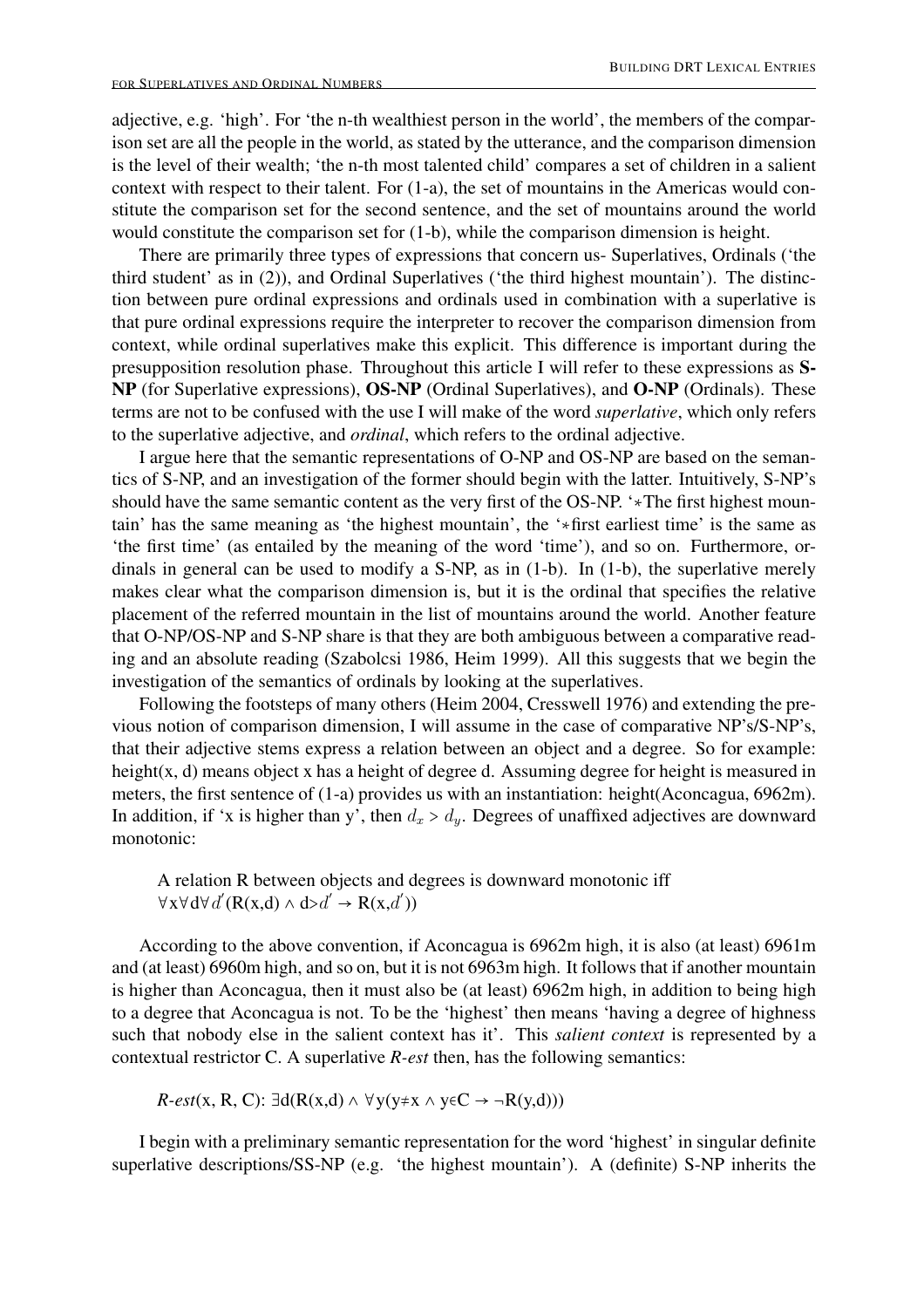adjective, e.g. 'high'. For 'the n-th wealthiest person in the world', the members of the comparison set are all the people in the world, as stated by the utterance, and the comparison dimension is the level of their wealth; 'the n-th most talented child' compares a set of children in a salient context with respect to their talent. For (1-a), the set of mountains in the Americas would constitute the comparison set for the second sentence, and the set of mountains around the world would constitute the comparison set for (1-b), while the comparison dimension is height.

There are primarily three types of expressions that concern us- Superlatives, Ordinals ('the third student' as in (2)), and Ordinal Superlatives ('the third highest mountain'). The distinction between pure ordinal expressions and ordinals used in combination with a superlative is that pure ordinal expressions require the interpreter to recover the comparison dimension from context, while ordinal superlatives make this explicit. This difference is important during the presupposition resolution phase. Throughout this article I will refer to these expressions as **S-NP** (for Superlative expressions), **OS-NP** (Ordinal Superlatives), and **O-NP** (Ordinals). These terms are not to be confused with the use I will make of the word *superlative*, which only refers to the superlative adjective, and *ordinal*, which refers to the ordinal adjective.

I argue here that the semantic representations of O-NP and OS-NP are based on the semantics of S-NP, and an investigation of the former should begin with the latter. Intuitively, S-NP's should have the same semantic content as the very first of the OS-NP. '*The first highest mountain' has the same meaning as 'the highest mountain', the '*first earliest time' is the same as 'the first time' (as entailed by the meaning of the word 'time'), and so on. Furthermore, ordinals in general can be used to modify a S-NP, as in (1-b). In (1-b), the superlative merely makes clear what the comparison dimension is, but it is the ordinal that specifies the relative placement of the referred mountain in the list of mountains around the world. Another feature that O-NP/OS-NP and S-NP share is that they are both ambiguous between a comparative reading and an absolute reading (Szabolcsi 1986, Heim 1999). All this suggests that we begin the investigation of the semantics of ordinals by looking at the superlatives.

Following the footsteps of many others (Heim 2004, Cresswell 1976) and extending the previous notion of comparison dimension, I will assume in the case of comparative NP's/S-NP's, that their adjective stems express a relation between an object and a degree. So for example: height(x, d) means object x has a height of degree d. Assuming degree for height is measured in meters, the first sentence of (1-a) provides us with an instantiation: height(Aconcagua, 6962m). In addition, if 'x is higher than y', then $d_x > d_y$. Degrees of unaffixed adjectives are downward monotonic:

> A relation R between objects and degrees is downward monotonic iff
> $\forall x \forall d \forall d' (R(x,d) \wedge d > d' \rightarrow R(x,d'))$

According to the above convention, if Aconcagua is 6962m high, it is also (at least) 6961m and (at least) 6960m high, and so on, but it is not 6963m high. It follows that if another mountain is higher than Aconcagua, then it must also be (at least) 6962m high, in addition to being high to a degree that Aconcagua is not. To be the 'highest' then means 'having a degree of highness such that nobody else in the salient context has it'. This *salient context* is represented by a contextual restrictor C. A superlative *R-est* then, has the following semantics:

> *R-est*(x, R, C): $\exists d(R(x,d) \wedge \forall y(y \neq x \wedge y \in C \rightarrow \neg R(y,d)))$

I begin with a preliminary semantic representation for the word 'highest' in singular definite superlative descriptions/SS-NP (e.g. 'the highest mountain'). A (definite) S-NP inherits the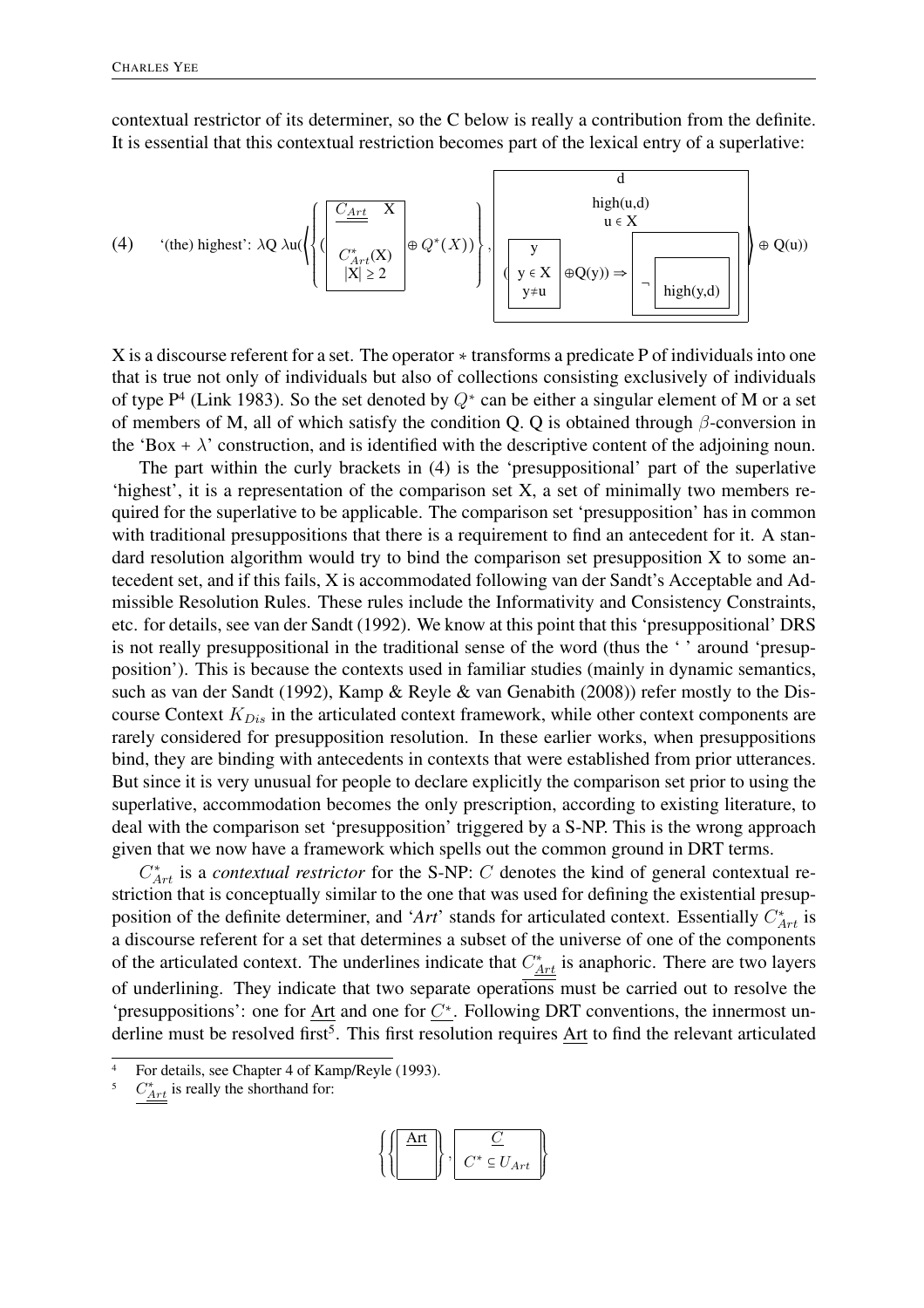contextual restrictor of its determiner, so the C below is really a contribution from the definite. It is essential that this contextual restriction becomes part of the lexical entry of a superlative:

(4) '(the) highest': $\lambda Q\ \lambda u\left(\left\{\left\{\left(\boxed{\begin{array}{l}\underline{\underline{C_{Art}}}\quad X\\ \hline C^*_{Art}(X)\\ |X| \geq 2\end{array}} \oplus Q^*(X)\right)\right\}, \boxed{\begin{array}{c} d \\ \hline \text{high}(u,d) \\ u \in X \\ \left(\boxed{\begin{array}{c} y \\ \hline y \in X \\ y \neq u \end{array}} \oplus Q(y)\right) \Rightarrow \boxed{\neg \boxed{\text{high}(y,d)}} \end{array}}\right\} \oplus Q(u)\right)$

X is a discourse referent for a set. The operator $*$ transforms a predicate P of individuals into one that is true not only of individuals but also of collections consisting exclusively of individuals of type P[4] (Link 1983). So the set denoted by $Q^*$ can be either a singular element of M or a set of members of M, all of which satisfy the condition Q. Q is obtained through $\beta$-conversion in the 'Box + $\lambda$' construction, and is identified with the descriptive content of the adjoining noun.

The part within the curly brackets in (4) is the 'presuppositional' part of the superlative 'highest', it is a representation of the comparison set X, a set of minimally two members required for the superlative to be applicable. The comparison set 'presupposition' has in common with traditional presuppositions that there is a requirement to find an antecedent for it. A standard resolution algorithm would try to bind the comparison set presupposition X to some antecedent set, and if this fails, X is accommodated following van der Sandt's Acceptable and Admissible Resolution Rules. These rules include the Informativity and Consistency Constraints, etc. for details, see van der Sandt (1992). We know at this point that this 'presuppositional' DRS is not really presuppositional in the traditional sense of the word (thus the ' ' around 'presupposition'). This is because the contexts used in familiar studies (mainly in dynamic semantics, such as van der Sandt (1992), Kamp & Reyle & van Genabith (2008)) refer mostly to the Discourse Context $K_{Dis}$ in the articulated context framework, while other context components are rarely considered for presupposition resolution. In these earlier works, when presuppositions bind, they are binding with antecedents in contexts that were established from prior utterances. But since it is very unusual for people to declare explicitly the comparison set prior to using the superlative, accommodation becomes the only prescription, according to existing literature, to deal with the comparison set 'presupposition' triggered by a S-NP. This is the wrong approach given that we now have a framework which spells out the common ground in DRT terms.

$C^*_{Art}$ is a *contextual restrictor* for the S-NP: $C$ denotes the kind of general contextual restriction that is conceptually similar to the one that was used for defining the existential presupposition of the definite determiner, and '*Art*' stands for articulated context. Essentially $C^*_{Art}$ is a discourse referent for a set that determines a subset of the universe of one of the components of the articulated context. The underlines indicate that $\underline{\underline{C^*_{Art}}}$ is anaphoric. There are two layers of underlining. They indicate that two separate operations must be carried out to resolve the 'presuppositions': one for $\underline{\text{Art}}$ and one for $\underline{C^*}$. Following DRT conventions, the innermost underline must be resolved first[5]. This first resolution requires $\underline{\text{Art}}$ to find the relevant articulated

[4] For details, see Chapter 4 of Kamp/Reyle (1993).

[5] $\underline{\underline{C^*_{Art}}}$ is really the shorthand for:

$$\left\{\left\{\boxed{\begin{array}{c}\underline{\text{Art}}\\ \hline \\ \end{array}}\right\}, \boxed{\begin{array}{c}\underline{C}\\ \hline C^* \subseteq U_{Art}\end{array}}\right\}$$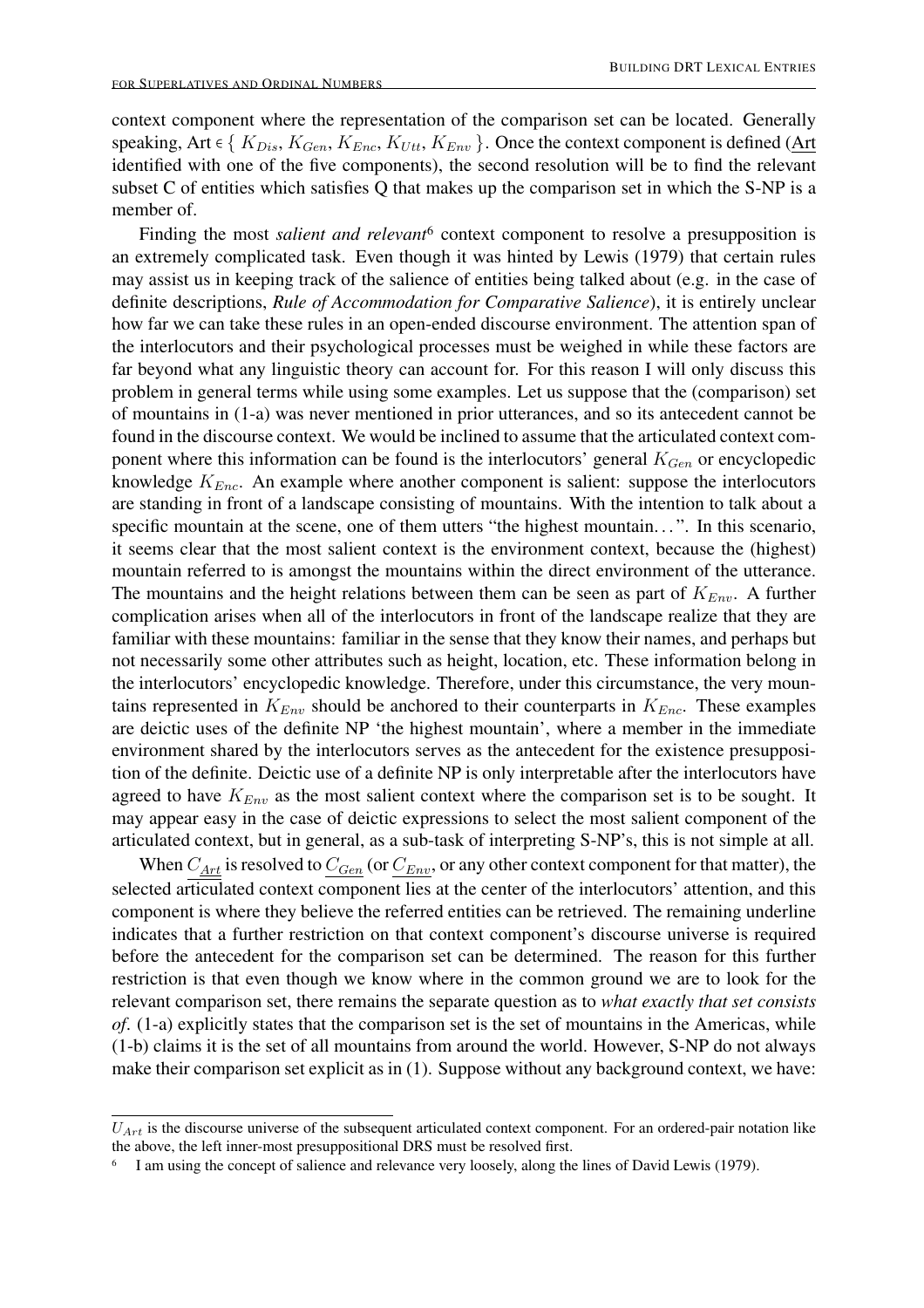context component where the representation of the comparison set can be located. Generally speaking, Art $\in \{ K_{Dis}, K_{Gen}, K_{Enc}, K_{Utt}, K_{Env} \}$. Once the context component is defined ($\underline{\text{Art}}$ identified with one of the five components), the second resolution will be to find the relevant subset C of entities which satisfies Q that makes up the comparison set in which the S-NP is a member of.

Finding the most *salient and relevant*[6] context component to resolve a presupposition is an extremely complicated task. Even though it was hinted by Lewis (1979) that certain rules may assist us in keeping track of the salience of entities being talked about (e.g. in the case of definite descriptions, ***Rule of Accommodation for Comparative Salience***), it is entirely unclear how far we can take these rules in an open-ended discourse environment. The attention span of the interlocutors and their psychological processes must be weighed in while these factors are far beyond what any linguistic theory can account for. For this reason I will only discuss this problem in general terms while using some examples. Let us suppose that the (comparison) set of mountains in (1-a) was never mentioned in prior utterances, and so its antecedent cannot be found in the discourse context. We would be inclined to assume that the articulated context component where this information can be found is the interlocutors' general $K_{Gen}$ or encyclopedic knowledge $K_{Enc}$. An example where another component is salient: suppose the interlocutors are standing in front of a landscape consisting of mountains. With the intention to talk about a specific mountain at the scene, one of them utters "the highest mountain...". In this scenario, it seems clear that the most salient context is the environment context, because the (highest) mountain referred to is amongst the mountains within the direct environment of the utterance. The mountains and the height relations between them can be seen as part of $K_{Env}$. A further complication arises when all of the interlocutors in front of the landscape realize that they are familiar with these mountains: familiar in the sense that they know their names, and perhaps but not necessarily some other attributes such as height, location, etc. These information belong in the interlocutors' encyclopedic knowledge. Therefore, under this circumstance, the very mountains represented in $K_{Env}$ should be anchored to their counterparts in $K_{Enc}$. These examples are deictic uses of the definite NP 'the highest mountain', where a member in the immediate environment shared by the interlocutors serves as the antecedent for the existence presupposition of the definite. Deictic use of a definite NP is only interpretable after the interlocutors have agreed to have $K_{Env}$ as the most salient context where the comparison set is to be sought. It may appear easy in the case of deictic expressions to select the most salient component of the articulated context, but in general, as a sub-task of interpreting S-NP's, this is not simple at all.

When $\underline{\underline{C_{Art}}}$ is resolved to $\underline{C_{Gen}}$ (or $\underline{C_{Env}}$, or any other context component for that matter), the selected articulated context component lies at the center of the interlocutors' attention, and this component is where they believe the referred entities can be retrieved. The remaining underline indicates that a further restriction on that context component's discourse universe is required before the antecedent for the comparison set can be determined. The reason for this further restriction is that even though we know where in the common ground we are to look for the relevant comparison set, there remains the separate question as to *what exactly that set consists of*. (1-a) explicitly states that the comparison set is the set of mountains in the Americas, while (1-b) claims it is the set of all mountains from around the world. However, S-NP do not always make their comparison set explicit as in (1). Suppose without any background context, we have:

---

$U_{Art}$ is the discourse universe of the subsequent articulated context component. For an ordered-pair notation like the above, the left inner-most presuppositional DRS must be resolved first.

[6] I am using the concept of salience and relevance very loosely, along the lines of David Lewis (1979).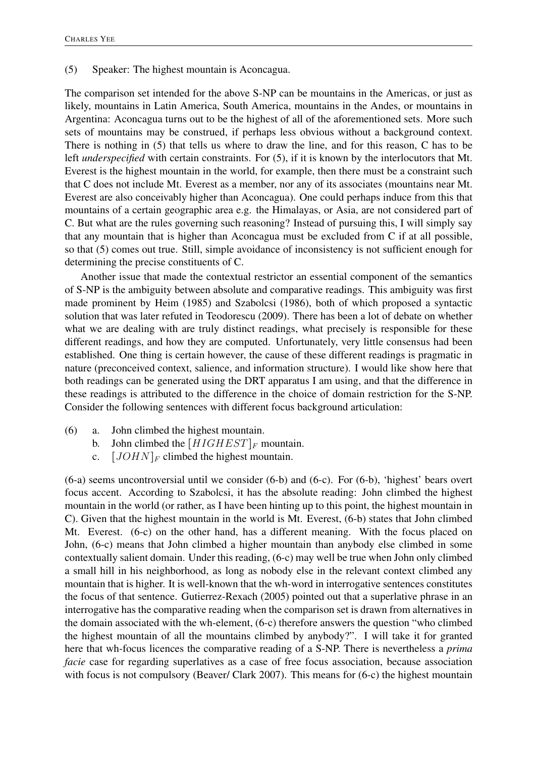(5) Speaker: The highest mountain is Aconcagua.

The comparison set intended for the above S-NP can be mountains in the Americas, or just as likely, mountains in Latin America, South America, mountains in the Andes, or mountains in Argentina: Aconcagua turns out to be the highest of all of the aforementioned sets. More such sets of mountains may be construed, if perhaps less obvious without a background context. There is nothing in (5) that tells us where to draw the line, and for this reason, C has to be left *underspecified* with certain constraints. For (5), if it is known by the interlocutors that Mt. Everest is the highest mountain in the world, for example, then there must be a constraint such that C does not include Mt. Everest as a member, nor any of its associates (mountains near Mt. Everest are also conceivably higher than Aconcagua). One could perhaps induce from this that mountains of a certain geographic area e.g. the Himalayas, or Asia, are not considered part of C. But what are the rules governing such reasoning? Instead of pursuing this, I will simply say that any mountain that is higher than Aconcagua must be excluded from C if at all possible, so that (5) comes out true. Still, simple avoidance of inconsistency is not sufficient enough for determining the precise constituents of C.

Another issue that made the contextual restrictor an essential component of the semantics of S-NP is the ambiguity between absolute and comparative readings. This ambiguity was first made prominent by Heim (1985) and Szabolcsi (1986), both of which proposed a syntactic solution that was later refuted in Teodorescu (2009). There has been a lot of debate on whether what we are dealing with are truly distinct readings, what precisely is responsible for these different readings, and how they are computed. Unfortunately, very little consensus had been established. One thing is certain however, the cause of these different readings is pragmatic in nature (preconceived context, salience, and information structure). I would like show here that both readings can be generated using the DRT apparatus I am using, and that the difference in these readings is attributed to the difference in the choice of domain restriction for the S-NP. Consider the following sentences with different focus background articulation:

(6) a. John climbed the highest mountain.
  b. John climbed the $[HIGHEST]_F$ mountain.
  c. $[JOHN]_F$ climbed the highest mountain.

(6-a) seems uncontroversial until we consider (6-b) and (6-c). For (6-b), 'highest' bears overt focus accent. According to Szabolcsi, it has the absolute reading: John climbed the highest mountain in the world (or rather, as I have been hinting up to this point, the highest mountain in C). Given that the highest mountain in the world is Mt. Everest, (6-b) states that John climbed Mt. Everest. (6-c) on the other hand, has a different meaning. With the focus placed on John, (6-c) means that John climbed a higher mountain than anybody else climbed in some contextually salient domain. Under this reading, (6-c) may well be true when John only climbed a small hill in his neighborhood, as long as nobody else in the relevant context climbed any mountain that is higher. It is well-known that the wh-word in interrogative sentences constitutes the focus of that sentence. Gutierrez-Rexach (2005) pointed out that a superlative phrase in an interrogative has the comparative reading when the comparison set is drawn from alternatives in the domain associated with the wh-element, (6-c) therefore answers the question "who climbed the highest mountain of all the mountains climbed by anybody?". I will take it for granted here that wh-focus licences the comparative reading of a S-NP. There is nevertheless a *prima facie* case for regarding superlatives as a case of free focus association, because association with focus is not compulsory (Beaver/ Clark 2007). This means for (6-c) the highest mountain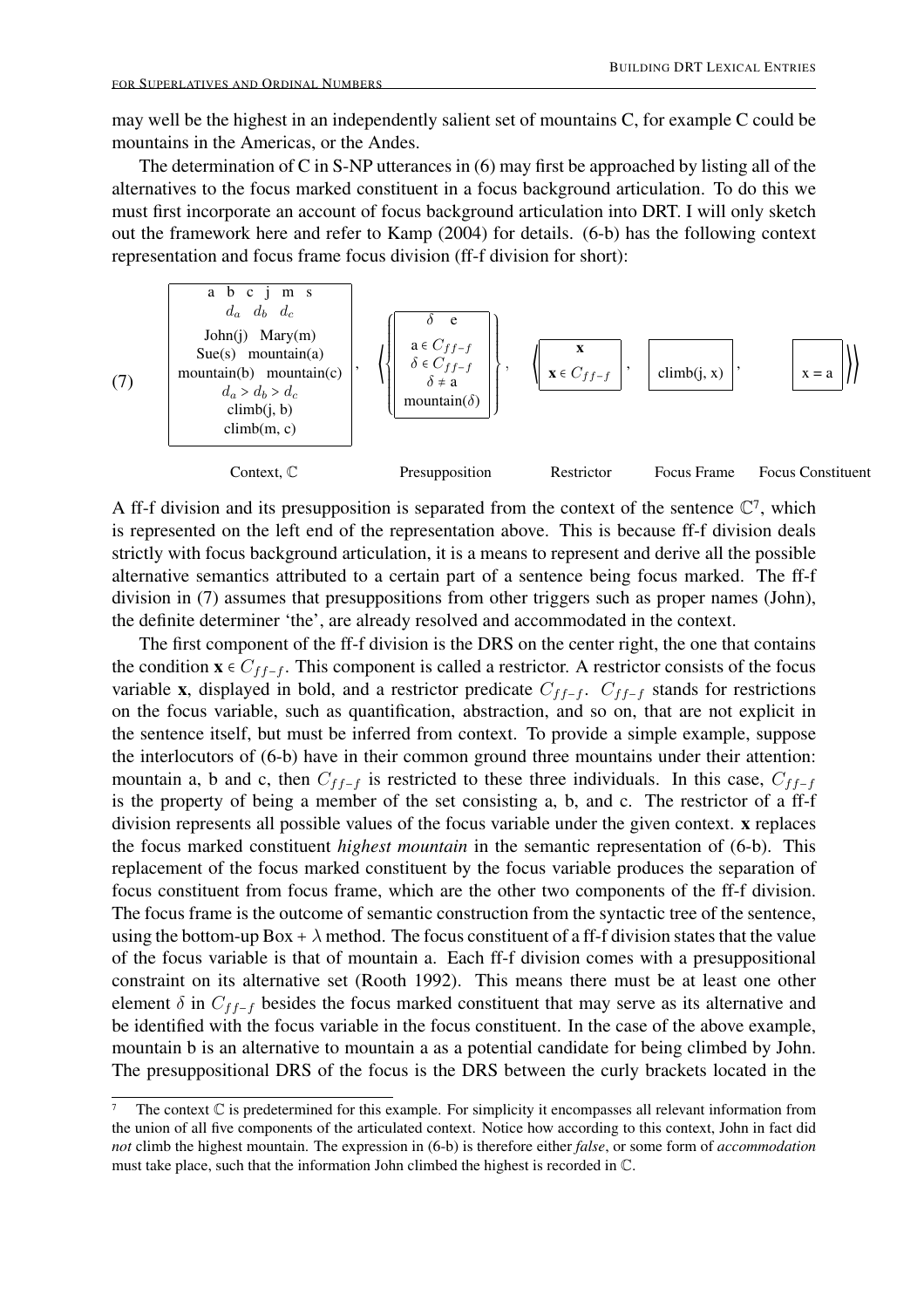may well be the highest in an independently salient set of mountains C, for example C could be mountains in the Americas, or the Andes.

The determination of C in S-NP utterances in (6) may first be approached by listing all of the alternatives to the focus marked constituent in a focus background articulation. To do this we must first incorporate an account of focus background articulation into DRT. I will only sketch out the framework here and refer to Kamp (2004) for details. (6-b) has the following context representation and focus frame focus division (ff-f division for short):

(7)

| a b c j m s |
|---|
| $d_a$ $d_b$ $d_c$ |
| John(j) Mary(m) |
| Sue(s) mountain(a) |
| mountain(b) mountain(c) |
| $d_a > d_b > d_c$ |
| climb(j, b) |
| climb(m, c) |

Context, $\mathbb{C}$

$\left\langle \left\{ \begin{array}{|c|} \hline \delta \quad e \\ \hline a \in C_{ff-f} \\ \delta \in C_{ff-f} \\ \delta \neq a \\ \text{mountain}(\delta) \\ \hline \end{array} \right\}, \left\langle \begin{array}{|c|} \hline \mathbf{x} \\ \hline \mathbf{x} \in C_{ff-f} \\ \hline \end{array}, \begin{array}{|c|} \hline \\ \hline \text{climb(j, x)} \\ \hline \end{array}, \begin{array}{|c|} \hline \\ \hline x = a \\ \hline \end{array} \right\rangle \right\rangle$

Presupposition — Restrictor — Focus Frame — Focus Constituent

A ff-f division and its presupposition is separated from the context of the sentence $\mathbb{C}$[7], which is represented on the left end of the representation above. This is because ff-f division deals strictly with focus background articulation, it is a means to represent and derive all the possible alternative semantics attributed to a certain part of a sentence being focus marked. The ff-f division in (7) assumes that presuppositions from other triggers such as proper names (John), the definite determiner 'the', are already resolved and accommodated in the context.

The first component of the ff-f division is the DRS on the center right, the one that contains the condition $\mathbf{x} \in C_{ff-f}$. This component is called a restrictor. A restrictor consists of the focus variable **x**, displayed in bold, and a restrictor predicate $C_{ff-f}$. $C_{ff-f}$ stands for restrictions on the focus variable, such as quantification, abstraction, and so on, that are not explicit in the sentence itself, but must be inferred from context. To provide a simple example, suppose the interlocutors of (6-b) have in their common ground three mountains under their attention: mountain a, b and c, then $C_{ff-f}$ is restricted to these three individuals. In this case, $C_{ff-f}$ is the property of being a member of the set consisting a, b, and c. The restrictor of a ff-f division represents all possible values of the focus variable under the given context. **x** replaces the focus marked constituent *highest mountain* in the semantic representation of (6-b). This replacement of the focus marked constituent by the focus variable produces the separation of focus constituent from focus frame, which are the other two components of the ff-f division. The focus frame is the outcome of semantic construction from the syntactic tree of the sentence, using the bottom-up Box + $\lambda$ method. The focus constituent of a ff-f division states that the value of the focus variable is that of mountain a. Each ff-f division comes with a presuppositional constraint on its alternative set (Rooth 1992). This means there must be at least one other element $\delta$ in $C_{ff-f}$ besides the focus marked constituent that may serve as its alternative and be identified with the focus variable in the focus constituent. In the case of the above example, mountain b is an alternative to mountain a as a potential candidate for being climbed by John. The presuppositional DRS of the focus is the DRS between the curly brackets located in the

[7] The context $\mathbb{C}$ is predetermined for this example. For simplicity it encompasses all relevant information from the union of all five components of the articulated context. Notice how according to this context, John in fact did *not* climb the highest mountain. The expression in (6-b) is therefore either *false*, or some form of *accommodation* must take place, such that the information John climbed the highest is recorded in $\mathbb{C}$.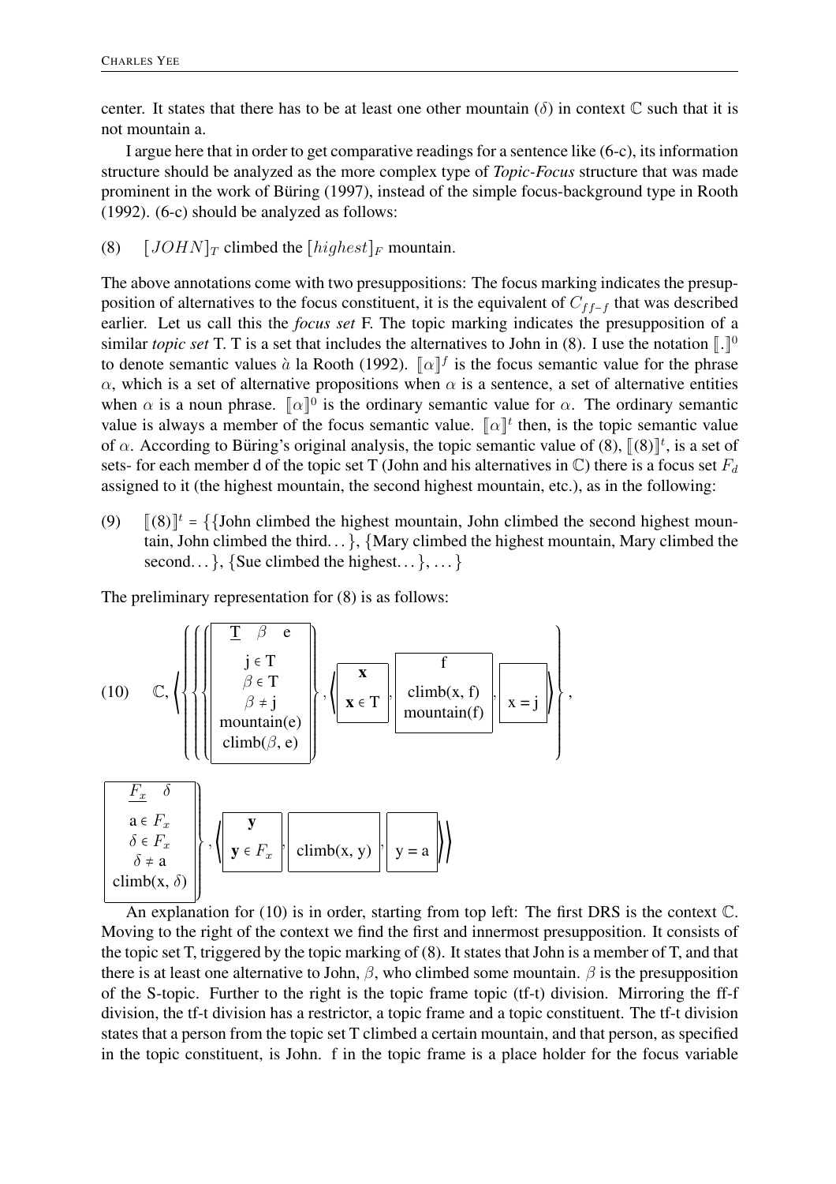center. It states that there has to be at least one other mountain ($\delta$) in context $\mathbb{C}$ such that it is not mountain a.

I argue here that in order to get comparative readings for a sentence like (6-c), its information structure should be analyzed as the more complex type of *Topic-Focus* structure that was made prominent in the work of Büring (1997), instead of the simple focus-background type in Rooth (1992). (6-c) should be analyzed as follows:

(8) $[JOHN]_T$ climbed the $[highest]_F$ mountain.

The above annotations come with two presuppositions: The focus marking indicates the presupposition of alternatives to the focus constituent, it is the equivalent of $C_{ff-f}$ that was described earlier. Let us call this the *focus set* F. The topic marking indicates the presupposition of a similar *topic set* T. T is a set that includes the alternatives to John in (8). I use the notation $[\![.]\!]^0$ to denote semantic values à la Rooth (1992). $[\![\alpha]\!]^f$ is the focus semantic value for the phrase $\alpha$, which is a set of alternative propositions when $\alpha$ is a sentence, a set of alternative entities when $\alpha$ is a noun phrase. $[\![\alpha]\!]^0$ is the ordinary semantic value for $\alpha$. The ordinary semantic value is always a member of the focus semantic value. $[\![\alpha]\!]^t$ then, is the topic semantic value of $\alpha$. According to Büring's original analysis, the topic semantic value of (8), $[\![(8)]\!]^t$, is a set of sets- for each member d of the topic set T (John and his alternatives in $\mathbb{C}$) there is a focus set $F_d$ assigned to it (the highest mountain, the second highest mountain, etc.), as in the following:

(9) $[\![(8)]\!]^t$ = {{John climbed the highest mountain, John climbed the second highest mountain, John climbed the third…}, {Mary climbed the highest mountain, Mary climbed the second…}, {Sue climbed the highest…}, …}

The preliminary representation for (8) is as follows:

$$(10)\quad \mathbb{C}, \left\langle \left\{ \left\{ \left\{ \boxed{\begin{array}{c} \underline{\text{T} \quad \beta \quad \text{e}} \\ \text{j} \in \text{T} \\ \beta \in \text{T} \\ \beta \neq \text{j} \\ \text{mountain(e)} \\ \text{climb}(\beta, \text{e}) \end{array}} \right\}, \left\langle \boxed{\begin{array}{c} \textbf{x} \\ \textbf{x} \in \text{T} \end{array}}, \boxed{\begin{array}{c} \text{f} \\ \text{climb(x, f)} \\ \text{mountain(f)} \end{array}}, \boxed{\text{x = j}} \right\rangle \right\}, \right.\right.$$

$$\left.\left. \boxed{\begin{array}{c} \underline{F_x \quad \delta} \\ \text{a} \in F_x \\ \delta \in F_x \\ \delta \neq \text{a} \\ \text{climb(x, }\delta) \end{array}} \right\}, \left\langle \boxed{\begin{array}{c} \textbf{y} \\ \textbf{y} \in F_x \end{array}}, \boxed{\text{climb(x, y)}}, \boxed{\text{y = a}} \right\rangle \right\rangle$$

An explanation for (10) is in order, starting from top left: The first DRS is the context $\mathbb{C}$. Moving to the right of the context we find the first and innermost presupposition. It consists of the topic set T, triggered by the topic marking of (8). It states that John is a member of T, and that there is at least one alternative to John, $\beta$, who climbed some mountain. $\beta$ is the presupposition of the S-topic. Further to the right is the topic frame topic (tf-t) division. Mirroring the ff-f division, the tf-t division has a restrictor, a topic frame and a topic constituent. The tf-t division states that a person from the topic set T climbed a certain mountain, and that person, as specified in the topic constituent, is John. f in the topic frame is a place holder for the focus variable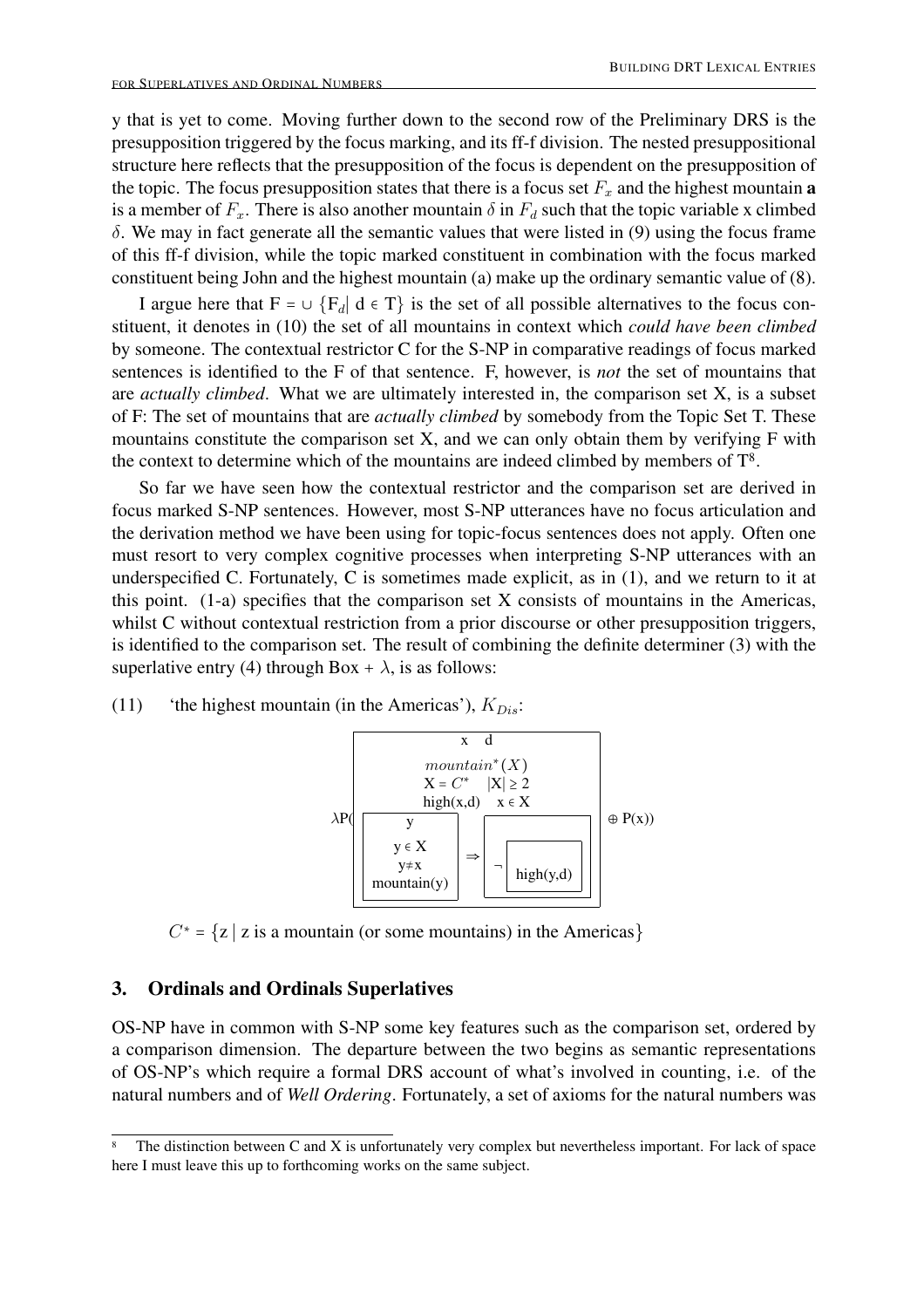y that is yet to come. Moving further down to the second row of the Preliminary DRS is the presupposition triggered by the focus marking, and its ff-f division. The nested presuppositional structure here reflects that the presupposition of the focus is dependent on the presupposition of the topic. The focus presupposition states that there is a focus set $F_x$ and the highest mountain **a** is a member of $F_x$. There is also another mountain $\delta$ in $F_d$ such that the topic variable x climbed $\delta$. We may in fact generate all the semantic values that were listed in (9) using the focus frame of this ff-f division, while the topic marked constituent in combination with the focus marked constituent being John and the highest mountain (a) make up the ordinary semantic value of (8).

I argue here that $F = \cup \{F_d | \, d \in T\}$ is the set of all possible alternatives to the focus constituent, it denotes in (10) the set of all mountains in context which *could have been climbed* by someone. The contextual restrictor C for the S-NP in comparative readings of focus marked sentences is identified to the F of that sentence. F, however, is *not* the set of mountains that are *actually climbed*. What we are ultimately interested in, the comparison set X, is a subset of F: The set of mountains that are *actually climbed* by somebody from the Topic Set T. These mountains constitute the comparison set X, and we can only obtain them by verifying F with the context to determine which of the mountains are indeed climbed by members of T[8].

So far we have seen how the contextual restrictor and the comparison set are derived in focus marked S-NP sentences. However, most S-NP utterances have no focus articulation and the derivation method we have been using for topic-focus sentences does not apply. Often one must resort to very complex cognitive processes when interpreting S-NP utterances with an underspecified C. Fortunately, C is sometimes made explicit, as in (1), and we return to it at this point. (1-a) specifies that the comparison set X consists of mountains in the Americas, whilst C without contextual restriction from a prior discourse or other presupposition triggers, is identified to the comparison set. The result of combining the definite determiner (3) with the superlative entry (4) through Box + $\lambda$, is as follows:

(11) 'the highest mountain (in the Americas)', $K_{Dis}$:

$$\lambda P(\left[\begin{array}{c} x \quad d \\ mountain^*(X) \\ X = C^* \quad |X| \geq 2 \\ \text{high}(x,d) \quad x \in X \\ \left[\begin{array}{c} y \\ y \in X \\ y \neq x \\ \text{mountain}(y) \end{array}\right] \Rightarrow \left[ \neg \left[ \text{high}(y,d) \right] \right] \end{array}\right] \oplus P(x))$$

$C^* = \{z \mid$ z is a mountain (or some mountains) in the Americas$\}$

## 3. Ordinals and Ordinals Superlatives

OS-NP have in common with S-NP some key features such as the comparison set, ordered by a comparison dimension. The departure between the two begins as semantic representations of OS-NP's which require a formal DRS account of what's involved in counting, i.e. of the natural numbers and of *Well Ordering*. Fortunately, a set of axioms for the natural numbers was

[8] The distinction between C and X is unfortunately very complex but nevertheless important. For lack of space here I must leave this up to forthcoming works on the same subject.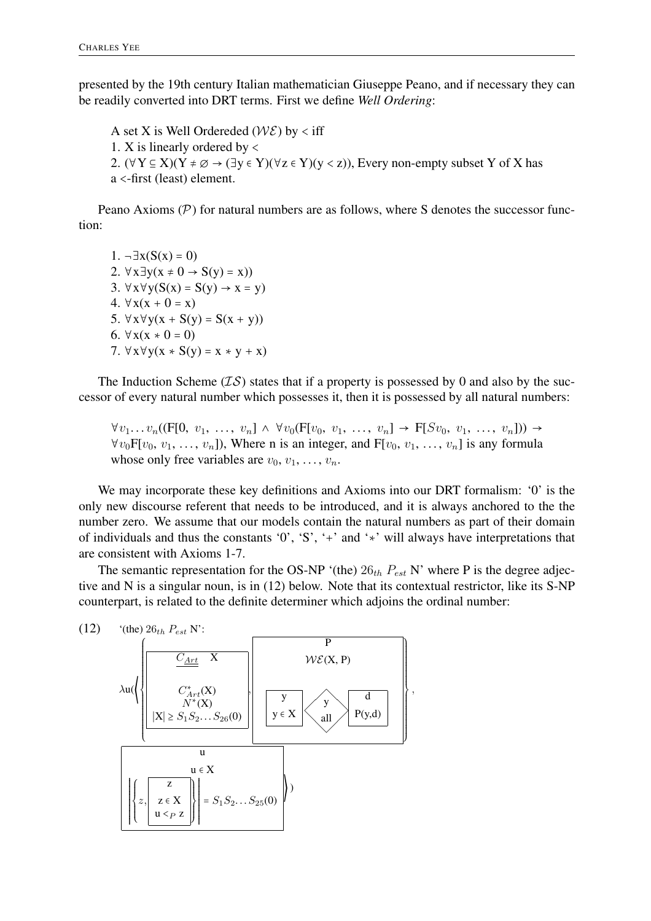presented by the 19th century Italian mathematician Giuseppe Peano, and if necessary they can be readily converted into DRT terms. First we define *Well Ordering*:

> A set X is Well Ordereded ($\mathcal{WE}$) by < iff
> 1. X is linearly ordered by <
> 2. $(\forall Y \subseteq X)(Y \neq \varnothing \rightarrow (\exists y \in Y)(\forall z \in Y)(y < z))$, Every non-empty subset Y of X has a <-first (least) element.

Peano Axioms ($\mathcal{P}$) for natural numbers are as follows, where S denotes the successor function:

1. $\neg\exists x(S(x) = 0)$
2. $\forall x \exists y(x \neq 0 \rightarrow S(y) = x))$
3. $\forall x \forall y(S(x) = S(y) \rightarrow x = y)$
4. $\forall x(x + 0 = x)$
5. $\forall x \forall y(x + S(y) = S(x + y))$
6. $\forall x(x * 0 = 0)$
7. $\forall x \forall y(x * S(y) = x * y + x)$

The Induction Scheme ($\mathcal{IS}$) states that if a property is possessed by 0 and also by the successor of every natural number which possesses it, then it is possessed by all natural numbers:

> $\forall v_1 \ldots v_n((F[0,\ v_1,\ \ldots,\ v_n] \wedge \forall v_0(F[v_0,\ v_1,\ \ldots,\ v_n] \rightarrow F[Sv_0,\ v_1,\ \ldots,\ v_n])) \rightarrow \forall v_0 F[v_0,\ v_1,\ \ldots,\ v_n])$, Where n is an integer, and $F[v_0,\ v_1,\ \ldots,\ v_n]$ is any formula whose only free variables are $v_0,\ v_1,\ \ldots,\ v_n$.

We may incorporate these key definitions and Axioms into our DRT formalism: '0' is the only new discourse referent that needs to be introduced, and it is always anchored to the the number zero. We assume that our models contain the natural numbers as part of their domain of individuals and thus the constants '0', 'S', '+' and '*' will always have interpretations that are consistent with Axioms 1-7.

The semantic representation for the OS-NP '(the) $26_{th}$ $P_{est}$ N' where P is the degree adjective and N is a singular noun, is in (12) below. Note that its contextual restrictor, like its S-NP counterpart, is related to the definite determiner which adjoins the ordinal number:

(12) '(the) $26_{th}$ $P_{est}$ N':

$$\lambda u\Big(\left\{ \boxed{\begin{array}{c} \underline{C_{Art}} \quad X \\ \\ C^*_{Art}(X) \\ N^*(X) \\ |X| \geq S_1 S_2 \ldots S_{26}(0) \end{array}}\ ,\ \boxed{\begin{array}{c} P \\ \mathcal{WE}(X, P) \\ \boxed{\begin{array}{c} y \\ y \in X \end{array}} \left\langle \begin{array}{c} y \\ \text{all} \end{array} \right\rangle \boxed{\begin{array}{c} d \\ P(y,d) \end{array}} \end{array}} \right\},$$

$$\boxed{\begin{array}{c} u \\ u \in X \\ \left| \left\{ z, \boxed{\begin{array}{c} z \\ z \in X \\ u <_P z \end{array}} \right\} \right| = S_1 S_2 \ldots S_{25}(0) \end{array}}\Big)$$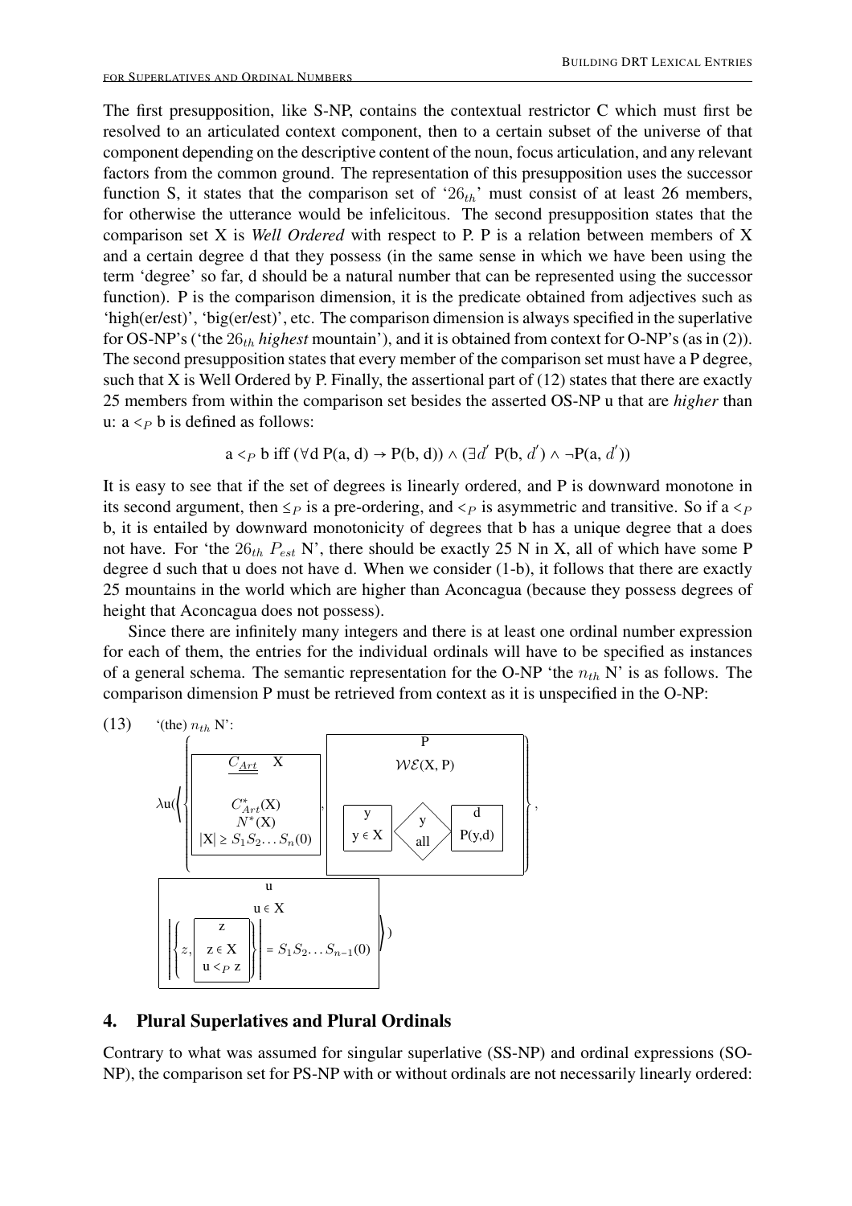The first presupposition, like S-NP, contains the contextual restrictor C which must first be resolved to an articulated context component, then to a certain subset of the universe of that component depending on the descriptive content of the noun, focus articulation, and any relevant factors from the common ground. The representation of this presupposition uses the successor function S, it states that the comparison set of '$26_{th}$' must consist of at least 26 members, for otherwise the utterance would be infelicitous. The second presupposition states that the comparison set X is *Well Ordered* with respect to P. P is a relation between members of X and a certain degree d that they possess (in the same sense in which we have been using the term 'degree' so far, d should be a natural number that can be represented using the successor function). P is the comparison dimension, it is the predicate obtained from adjectives such as 'high(er/est)', 'big(er/est)', etc. The comparison dimension is always specified in the superlative for OS-NP's ('the $26_{th}$ *highest* mountain'), and it is obtained from context for O-NP's (as in (2)). The second presupposition states that every member of the comparison set must have a P degree, such that X is Well Ordered by P. Finally, the assertional part of (12) states that there are exactly 25 members from within the comparison set besides the asserted OS-NP u that are *higher* than u: a $<_P$ b is defined as follows:

$$a <_P b \text{ iff } (\forall d\, P(a, d) \rightarrow P(b, d)) \wedge (\exists d'\, P(b, d') \wedge \neg P(a, d'))$$

It is easy to see that if the set of degrees is linearly ordered, and P is downward monotone in its second argument, then $\leq_P$ is a pre-ordering, and $<_P$ is asymmetric and transitive. So if a $<_P$ b, it is entailed by downward monotonicity of degrees that b has a unique degree that a does not have. For 'the $26_{th}$ $P_{est}$ N', there should be exactly 25 N in X, all of which have some P degree d such that u does not have d. When we consider (1-b), it follows that there are exactly 25 mountains in the world which are higher than Aconcagua (because they possess degrees of height that Aconcagua does not possess).

Since there are infinitely many integers and there is at least one ordinal number expression for each of them, the entries for the individual ordinals will have to be specified as instances of a general schema. The semantic representation for the O-NP 'the $n_{th}$ N' is as follows. The comparison dimension P must be retrieved from context as it is unspecified in the O-NP:

(13) '(the) $n_{th}$ N':

$$\lambda u(\left\langle \left\{ \boxed{\begin{array}{c} \underline{C_{Art}} \quad X \\ \hline C^{*}_{Art}(X) \\ N^{*}(X) \\ |X| \geq S_1 S_2 \ldots S_n(0) \end{array}}, \boxed{\begin{array}{c} P \\ \hline \mathcal{WE}(X, P) \\ \boxed{\begin{array}{c} y \\ \hline y \in X \end{array}} \left\langle \begin{array}{c} y \\ \text{all} \end{array} \right\rangle \boxed{\begin{array}{c} d \\ \hline P(y,d) \end{array}} \end{array}} \right\}, \boxed{\begin{array}{c} u \\ \hline u \in X \\ \left| \left\{ z, \boxed{\begin{array}{c} z \\ \hline z \in X \\ u <_P z \end{array}} \right\} \right| = S_1 S_2 \ldots S_{n-1}(0) \end{array}} \right\rangle)$$

## 4. Plural Superlatives and Plural Ordinals

Contrary to what was assumed for singular superlative (SS-NP) and ordinal expressions (SO-NP), the comparison set for PS-NP with or without ordinals are not necessarily linearly ordered: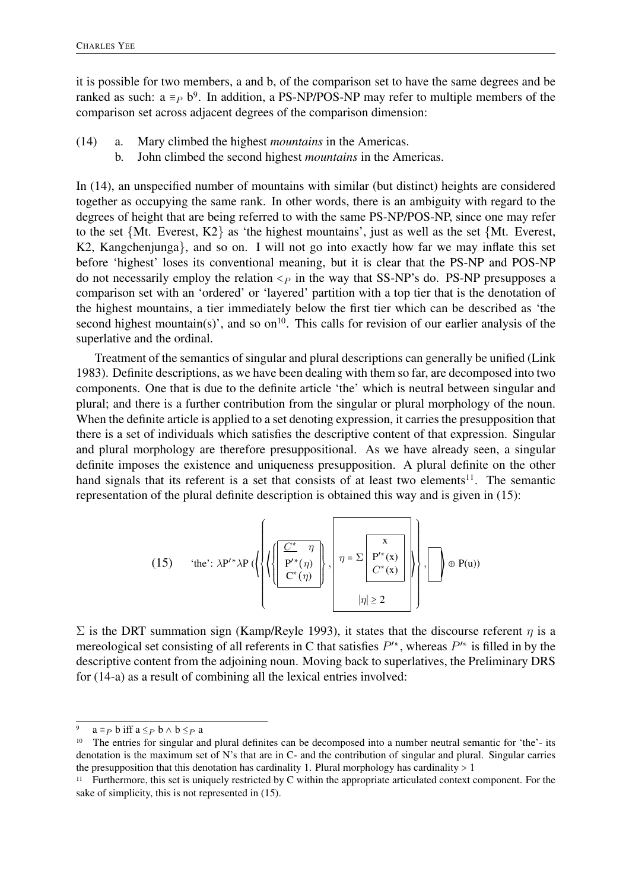it is possible for two members, a and b, of the comparison set to have the same degrees and be ranked as such: a $\equiv_P$ b[9]. In addition, a PS-NP/POS-NP may refer to multiple members of the comparison set across adjacent degrees of the comparison dimension:

(14) a. Mary climbed the highest *mountains* in the Americas.
  b. John climbed the second highest *mountains* in the Americas.

In (14), an unspecified number of mountains with similar (but distinct) heights are considered together as occupying the same rank. In other words, there is an ambiguity with regard to the degrees of height that are being referred to with the same PS-NP/POS-NP, since one may refer to the set {Mt. Everest, K2} as 'the highest mountains', just as well as the set {Mt. Everest, K2, Kangchenjunga}, and so on. I will not go into exactly how far we may inflate this set before 'highest' loses its conventional meaning, but it is clear that the PS-NP and POS-NP do not necessarily employ the relation $<_P$ in the way that SS-NP's do. PS-NP presupposes a comparison set with an 'ordered' or 'layered' partition with a top tier that is the denotation of the highest mountains, a tier immediately below the first tier which can be described as 'the second highest mountain(s)', and so on[10]. This calls for revision of our earlier analysis of the superlative and the ordinal.

Treatment of the semantics of singular and plural descriptions can generally be unified (Link 1983). Definite descriptions, as we have been dealing with them so far, are decomposed into two components. One that is due to the definite article 'the' which is neutral between singular and plural; and there is a further contribution from the singular or plural morphology of the noun. When the definite article is applied to a set denoting expression, it carries the presupposition that there is a set of individuals which satisfies the descriptive content of that expression. Singular and plural morphology are therefore presuppositional. As we have already seen, a singular definite imposes the existence and uniqueness presupposition. A plural definite on the other hand signals that its referent is a set that consists of at least two elements[11]. The semantic representation of the plural definite description is obtained this way and is given in (15):

$$\text{(15)} \quad \text{'the': } \lambda P'^{*} \lambda P \left( \left\langle \left\{ \left\langle \left\{ \boxed{\begin{array}{c} \underline{C^{*} \quad \eta} \\ P'^{*}(\eta) \\ C^{*}(\eta) \end{array}} \right\}, \boxed{\begin{array}{c} \eta = \Sigma \boxed{\begin{array}{c} x \\ P'^{*}(x) \\ C^{*}(x) \end{array}} \\ |\eta| \geq 2 \end{array}} \right\rangle \right\}, \boxed{\phantom{x}} \right\rangle \oplus P(u) \right)$$

$\Sigma$ is the DRT summation sign (Kamp/Reyle 1993), it states that the discourse referent $\eta$ is a mereological set consisting of all referents in C that satisfies $P'^{*}$, whereas $P'^{*}$ is filled in by the descriptive content from the adjoining noun. Moving back to superlatives, the Preliminary DRS for (14-a) as a result of combining all the lexical entries involved:

---

[9] a $\equiv_P$ b iff a $\leq_P$ b $\wedge$ b $\leq_P$ a

[10] The entries for singular and plural definites can be decomposed into a number neutral semantic for 'the'- its denotation is the maximum set of N's that are in C- and the contribution of singular and plural. Singular carries the presupposition that this denotation has cardinality 1. Plural morphology has cardinality > 1

[11] Furthermore, this set is uniquely restricted by C within the appropriate articulated context component. For the sake of simplicity, this is not represented in (15).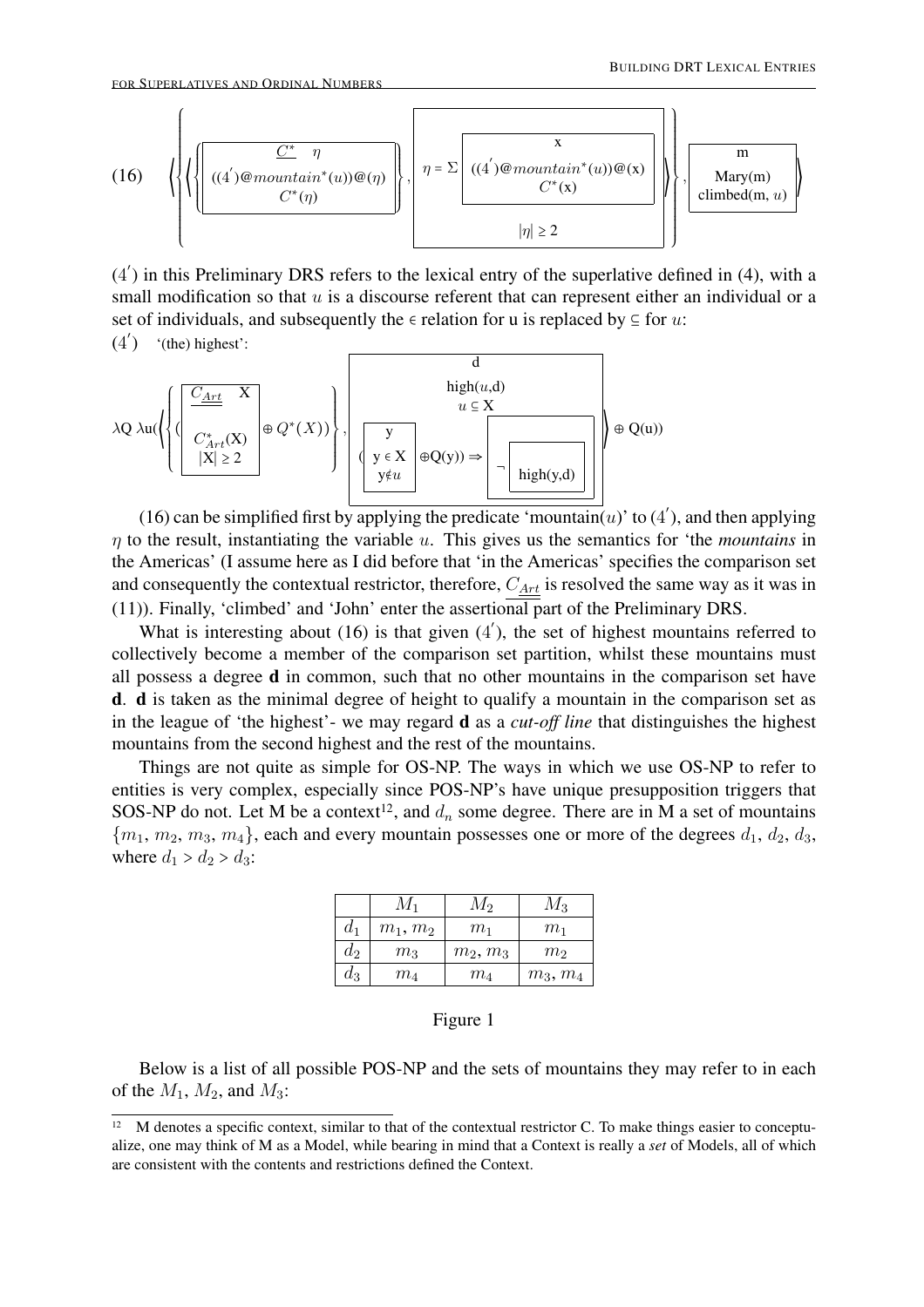(16) $\left\langle \left\{ \left\langle \left\{ \boxed{\begin{array}{c} \underline{\underline{C^*}} \quad \eta \\ \hline ((4')@mountain^*(u))@(\eta) \\ C^*(\eta) \end{array}} \right\}, \boxed{\begin{array}{c} \eta = \Sigma \boxed{\begin{array}{c} x \\ \hline ((4')@mountain^*(u))@(x) \\ C^*(x) \end{array}} \\ |\eta| \geq 2 \end{array}} \right\rangle \right\}, \boxed{\begin{array}{c} m \\ \hline \text{Mary(m)} \\ \text{climbed(m, } u) \end{array}} \right\rangle$

$(4')$ in this Preliminary DRS refers to the lexical entry of the superlative defined in (4), with a small modification so that $u$ is a discourse referent that can represent either an individual or a set of individuals, and subsequently the $\in$ relation for u is replaced by $\subseteq$ for $u$:

$(4')$ '(the) highest':

$$\lambda Q\ \lambda u\left(\left\langle \left\{ \left( \boxed{\begin{array}{c} \underline{\underline{C_{Art}}} \quad X \\ \hline C^*_{Art}(X) \\ |X| \geq 2 \end{array}} \oplus Q^*(X) \right) \right\}, \boxed{\begin{array}{c} d \\ \hline high(u,d) \\ u \subseteq X \\ \left( \boxed{\begin{array}{c} y \\ \hline y \in X \\ y \notin u \end{array}} \oplus Q(y) \right) \Rightarrow \boxed{\neg \boxed{high(y,d)}} \end{array}} \right\rangle \oplus Q(u)\right)$$

(16) can be simplified first by applying the predicate 'mountain($u$)' to $(4')$, and then applying $\eta$ to the result, instantiating the variable $u$. This gives us the semantics for 'the *mountains* in the Americas' (I assume here as I did before that 'in the Americas' specifies the comparison set and consequently the contextual restrictor, therefore, $\underline{\underline{C_{Art}}}$ is resolved the same way as it was in (11)). Finally, 'climbed' and 'John' enter the assertional part of the Preliminary DRS.

What is interesting about (16) is that given $(4')$, the set of highest mountains referred to collectively become a member of the comparison set partition, whilst these mountains must all possess a degree **d** in common, such that no other mountains in the comparison set have **d**. **d** is taken as the minimal degree of height to qualify a mountain in the comparison set as in the league of 'the highest'- we may regard **d** as a *cut-off line* that distinguishes the highest mountains from the second highest and the rest of the mountains.

Things are not quite as simple for OS-NP. The ways in which we use OS-NP to refer to entities is very complex, especially since POS-NP's have unique presupposition triggers that SOS-NP do not. Let M be a context[12], and $d_n$ some degree. There are in M a set of mountains $\{m_1, m_2, m_3, m_4\}$, each and every mountain possesses one or more of the degrees $d_1$, $d_2$, $d_3$, where $d_1 > d_2 > d_3$:

| | $M_1$ | $M_2$ | $M_3$ |
|---|---|---|---|
| $d_1$ | $m_1, m_2$ | $m_1$ | $m_1$ |
| $d_2$ | $m_3$ | $m_2, m_3$ | $m_2$ |
| $d_3$ | $m_4$ | $m_4$ | $m_3, m_4$ |

Figure 1

Below is a list of all possible POS-NP and the sets of mountains they may refer to in each of the $M_1$, $M_2$, and $M_3$:

[12] M denotes a specific context, similar to that of the contextual restrictor C. To make things easier to conceptualize, one may think of M as a Model, while bearing in mind that a Context is really a *set* of Models, all of which are consistent with the contents and restrictions defined the Context.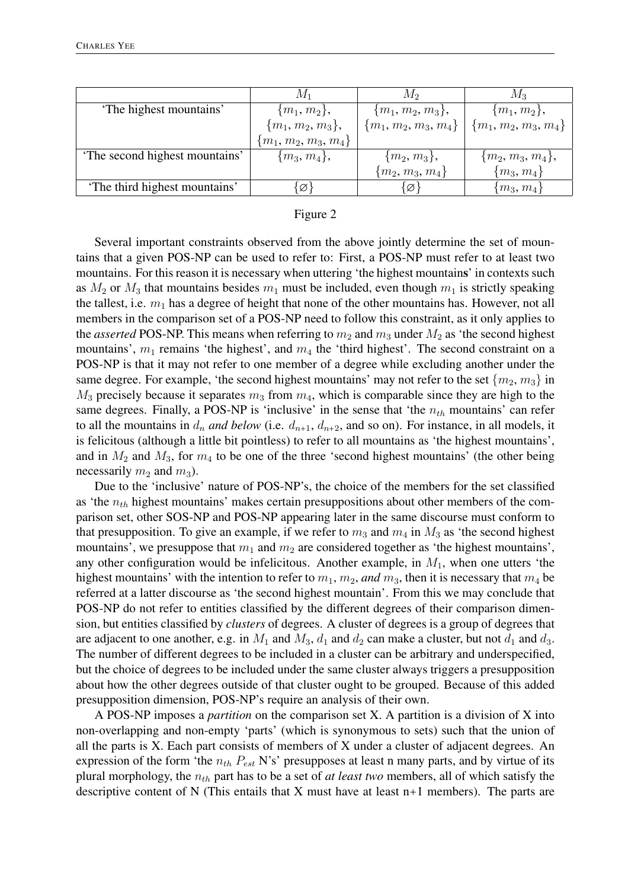|  | $M_1$ | $M_2$ | $M_3$ |
|---|---|---|---|
| 'The highest mountains' | $\{m_1, m_2\}$, $\{m_1, m_2, m_3\}$, $\{m_1, m_2, m_3, m_4\}$ | $\{m_1, m_2, m_3\}$, $\{m_1, m_2, m_3, m_4\}$ | $\{m_1, m_2\}$, $\{m_1, m_2, m_3, m_4\}$ |
| 'The second highest mountains' | $\{m_3, m_4\}$, | $\{m_2, m_3\}$, $\{m_2, m_3, m_4\}$ | $\{m_2, m_3, m_4\}$, $\{m_3, m_4\}$ |
| 'The third highest mountains' | $\{\varnothing\}$ | $\{\varnothing\}$ | $\{m_3, m_4\}$ |

Figure 2

Several important constraints observed from the above jointly determine the set of mountains that a given POS-NP can be used to refer to: First, a POS-NP must refer to at least two mountains. For this reason it is necessary when uttering 'the highest mountains' in contexts such as $M_2$ or $M_3$ that mountains besides $m_1$ must be included, even though $m_1$ is strictly speaking the tallest, i.e. $m_1$ has a degree of height that none of the other mountains has. However, not all members in the comparison set of a POS-NP need to follow this constraint, as it only applies to the *asserted* POS-NP. This means when referring to $m_2$ and $m_3$ under $M_2$ as 'the second highest mountains', $m_1$ remains 'the highest', and $m_4$ the 'third highest'. The second constraint on a POS-NP is that it may not refer to one member of a degree while excluding another under the same degree. For example, 'the second highest mountains' may not refer to the set $\{m_2, m_3\}$ in $M_3$ precisely because it separates $m_3$ from $m_4$, which is comparable since they are high to the same degrees. Finally, a POS-NP is 'inclusive' in the sense that 'the $n_{th}$ mountains' can refer to all the mountains in $d_n$ *and below* (i.e. $d_{n+1}$, $d_{n+2}$, and so on). For instance, in all models, it is felicitous (although a little bit pointless) to refer to all mountains as 'the highest mountains', and in $M_2$ and $M_3$, for $m_4$ to be one of the three 'second highest mountains' (the other being necessarily $m_2$ and $m_3$).

Due to the 'inclusive' nature of POS-NP's, the choice of the members for the set classified as 'the $n_{th}$ highest mountains' makes certain presuppositions about other members of the comparison set, other SOS-NP and POS-NP appearing later in the same discourse must conform to that presupposition. To give an example, if we refer to $m_3$ and $m_4$ in $M_3$ as 'the second highest mountains', we presuppose that $m_1$ and $m_2$ are considered together as 'the highest mountains', any other configuration would be infelicitous. Another example, in $M_1$, when one utters 'the highest mountains' with the intention to refer to $m_1$, $m_2$, *and* $m_3$, then it is necessary that $m_4$ be referred at a latter discourse as 'the second highest mountain'. From this we may conclude that POS-NP do not refer to entities classified by the different degrees of their comparison dimension, but entities classified by *clusters* of degrees. A cluster of degrees is a group of degrees that are adjacent to one another, e.g. in $M_1$ and $M_3$, $d_1$ and $d_2$ can make a cluster, but not $d_1$ and $d_3$. The number of different degrees to be included in a cluster can be arbitrary and underspecified, but the choice of degrees to be included under the same cluster always triggers a presupposition about how the other degrees outside of that cluster ought to be grouped. Because of this added presupposition dimension, POS-NP's require an analysis of their own.

A POS-NP imposes a *partition* on the comparison set X. A partition is a division of X into non-overlapping and non-empty 'parts' (which is synonymous to sets) such that the union of all the parts is X. Each part consists of members of X under a cluster of adjacent degrees. An expression of the form 'the $n_{th}$ $P_{est}$ N's' presupposes at least n many parts, and by virtue of its plural morphology, the $n_{th}$ part has to be a set of *at least two* members, all of which satisfy the descriptive content of N (This entails that X must have at least n+1 members). The parts are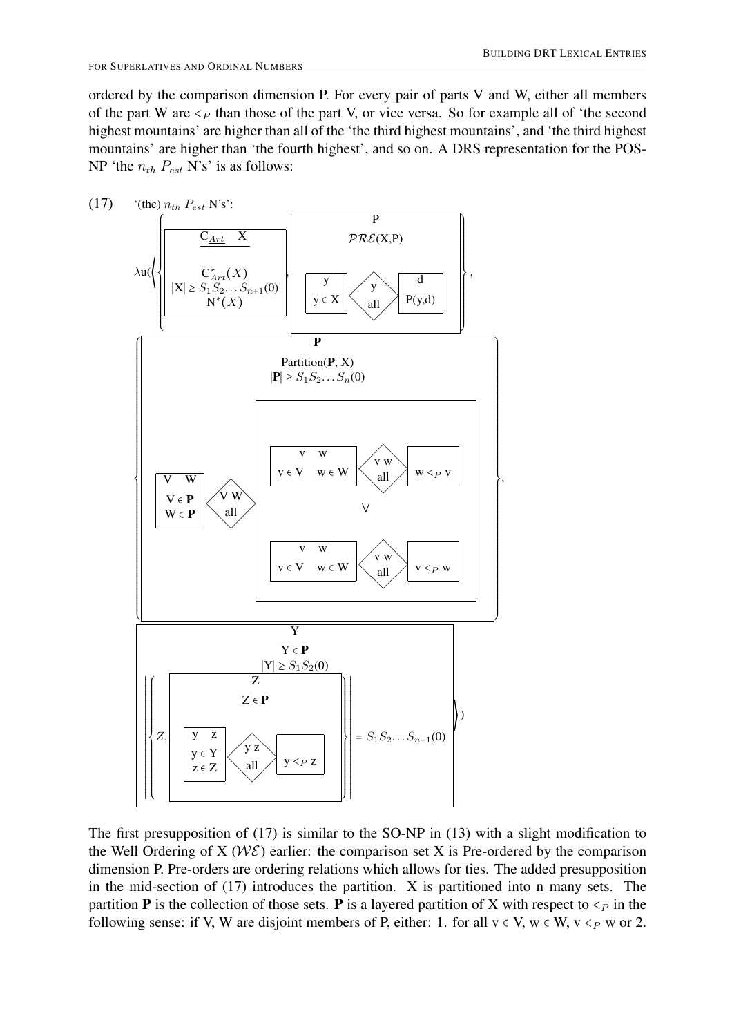ordered by the comparison dimension P. For every pair of parts V and W, either all members of the part W are $<_P$ than those of the part V, or vice versa. So for example all of 'the second highest mountains' are higher than all of the 'the third highest mountains', and 'the third highest mountains' are higher than 'the fourth highest', and so on. A DRS representation for the POS-NP 'the $n_{th}$ $P_{est}$ N's' is as follows:

(17) '(the) $n_{th}$ $P_{est}$ N's':

$$\lambda u(\left\langle \left\{ \boxed{\begin{array}{c} C_{\underline{Art}} \quad X \\ \hline C^*_{Art}(X) \\ |X| \geq S_1 S_2 \ldots S_{n+1}(0) \\ N^*(X) \end{array}}, \boxed{\begin{array}{c} P \\ \hline \mathcal{PRE}(X,P) \\ \boxed{\begin{array}{c} y \\ \hline y \in X \end{array}} \left\langle \begin{array}{c} y \\ \text{all} \end{array} \right\rangle \boxed{\begin{array}{c} d \\ \hline P(y,d) \end{array}} \end{array}} \right\},\right.$$

$$\left\{ \boxed{\begin{array}{c} \mathbf{P} \\ \hline \text{Partition}(\mathbf{P}, X) \\ |\mathbf{P}| \geq S_1 S_2 \ldots S_n(0) \\ \boxed{\begin{array}{c} V \quad W \\ \hline V \in \mathbf{P} \\ W \in \mathbf{P} \end{array}} \left\langle \begin{array}{c} V\ W \\ \text{all} \end{array} \right\rangle \boxed{\begin{array}{c} \boxed{\begin{array}{c} v \quad w \\ \hline v \in V \quad w \in W \end{array}} \left\langle \begin{array}{c} v\ w \\ \text{all} \end{array} \right\rangle \boxed{w <_P v} \\ \vee \\ \boxed{\begin{array}{c} v \quad w \\ \hline v \in V \quad w \in W \end{array}} \left\langle \begin{array}{c} v\ w \\ \text{all} \end{array} \right\rangle \boxed{v <_P w} \end{array}} \end{array}} \right\},$$

$$\left.\boxed{\begin{array}{c} Y \\ \hline Y \in \mathbf{P} \\ |Y| \geq S_1 S_2(0) \\ \left|\left\{ Z, \boxed{\begin{array}{c} Z \\ \hline Z \in \mathbf{P} \\ \boxed{\begin{array}{c} y \quad z \\ \hline y \in Y \\ z \in Z \end{array}} \left\langle \begin{array}{c} y\ z \\ \text{all} \end{array} \right\rangle \boxed{y <_P z} \end{array}} \right\}\right| = S_1 S_2 \ldots S_{n-1}(0) \end{array}} \right\rangle)$$

The first presupposition of (17) is similar to the SO-NP in (13) with a slight modification to the Well Ordering of X ($\mathcal{WE}$) earlier: the comparison set X is Pre-ordered by the comparison dimension P. Pre-orders are ordering relations which allows for ties. The added presupposition in the mid-section of (17) introduces the partition. X is partitioned into n many sets. The partition **P** is the collection of those sets. **P** is a layered partition of X with respect to $<_P$ in the following sense: if V, W are disjoint members of P, either: 1. for all $v \in V$, $w \in W$, $v <_P w$ or 2.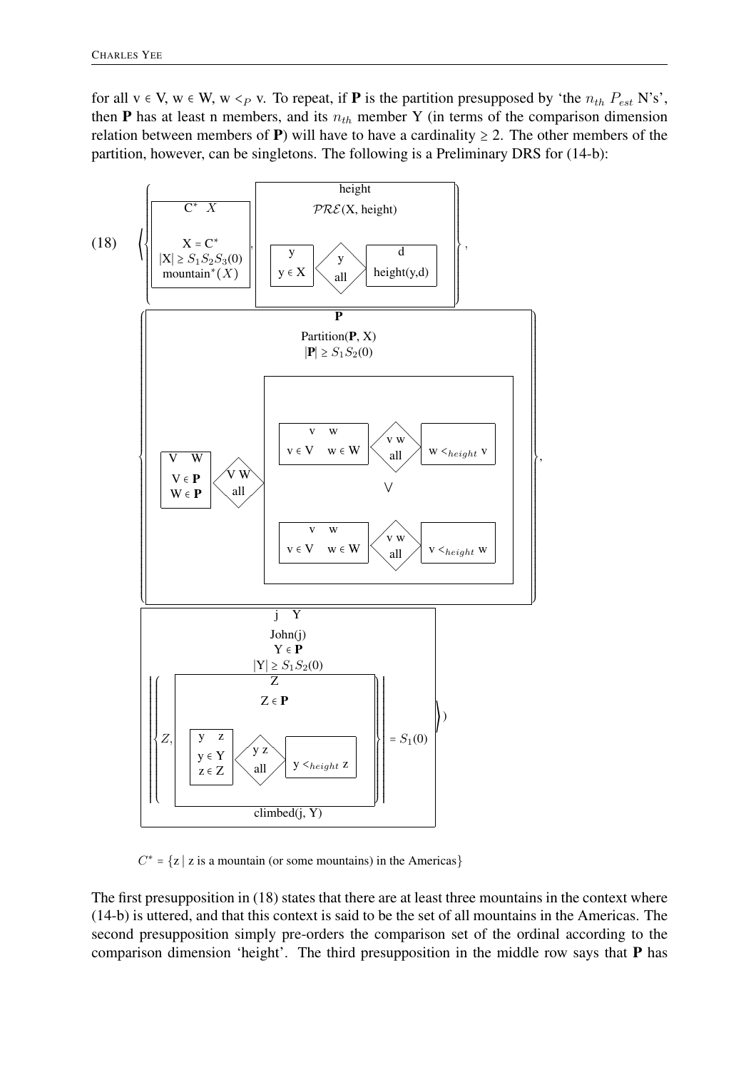for all v ∈ V, w ∈ W, w $<_P$ v. To repeat, if **P** is the partition presupposed by 'the $n_{th}$ $P_{est}$ N's', then **P** has at least n members, and its $n_{th}$ member Y (in terms of the comparison dimension relation between members of **P**) will have to have a cardinality ≥ 2. The other members of the partition, however, can be singletons. The following is a Preliminary DRS for (14-b):

(18)

```
⟨{ [ C* X | X = C*, |X| ≥ S1S2S3(0), mountain*(X) ],
   [ height | PRE(X, height), [ y | y ∈ X ] ⟨y all⟩ [ d | height(y,d) ] ] },

 { [ P | Partition(P, X), |P| ≥ S1S2(0),
     [ V W | V ∈ P, W ∈ P ] ⟨V W all⟩
       [ [ v w | v ∈ V, w ∈ W ] ⟨v w all⟩ [ w <_height v ]
         ∨
         [ v w | v ∈ V, w ∈ W ] ⟨v w all⟩ [ v <_height w ] ] ] },

 [ j Y | John(j), Y ∈ P, |Y| ≥ S1S2(0),
   |{ Z, [ Z | Z ∈ P, [ y z | y ∈ Y, z ∈ Z ] ⟨y z all⟩ [ y <_height z ] ] }| = S1(0),
   climbed(j, Y) ] ⟩
```

$C^* = \{z \mid$ z is a mountain (or some mountains) in the Americas$\}$

The first presupposition in (18) states that there are at least three mountains in the context where (14-b) is uttered, and that this context is said to be the set of all mountains in the Americas. The second presupposition simply pre-orders the comparison set of the ordinal according to the comparison dimension 'height'. The third presupposition in the middle row says that **P** has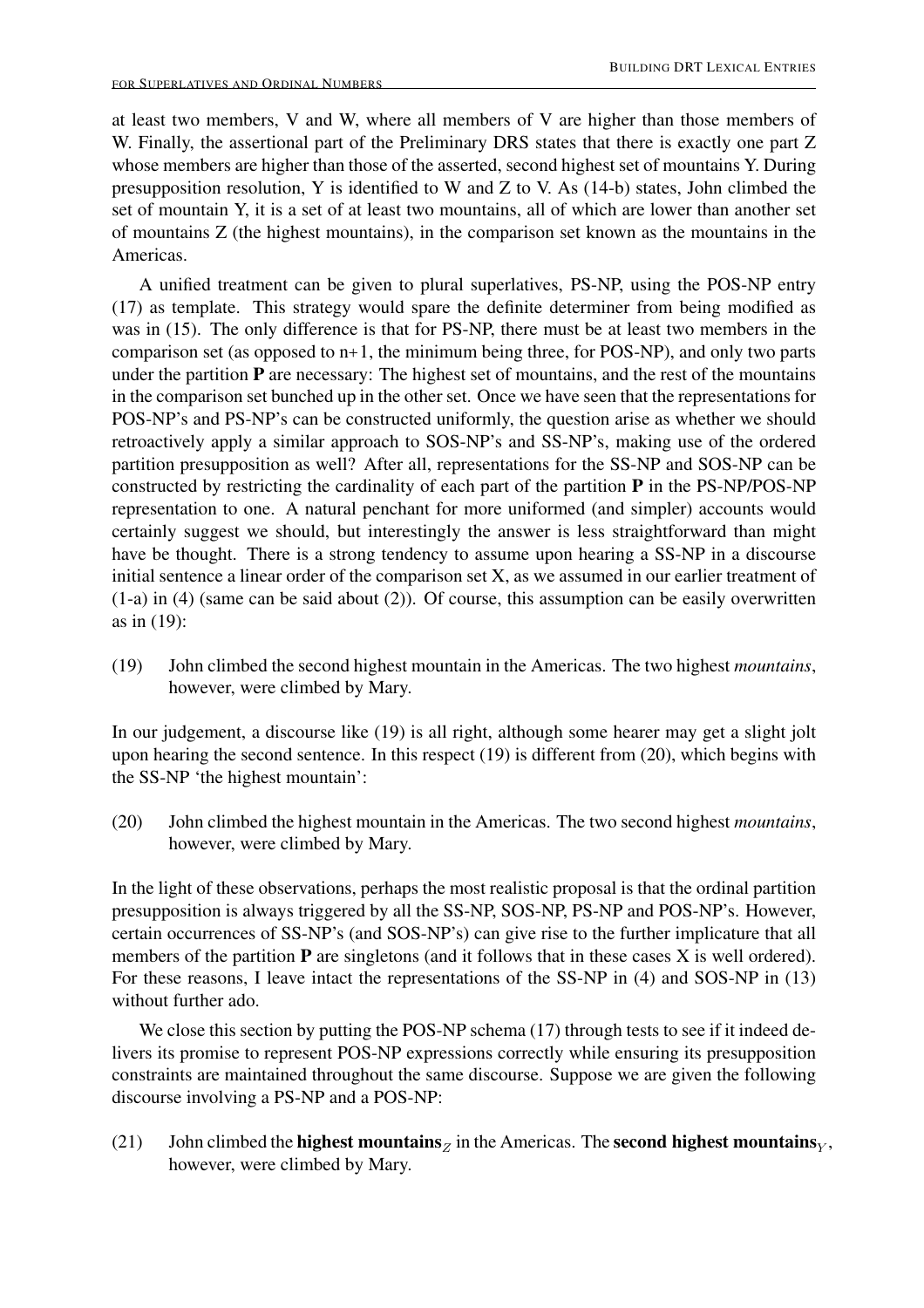at least two members, V and W, where all members of V are higher than those members of W. Finally, the assertional part of the Preliminary DRS states that there is exactly one part Z whose members are higher than those of the asserted, second highest set of mountains Y. During presupposition resolution, Y is identified to W and Z to V. As (14-b) states, John climbed the set of mountain Y, it is a set of at least two mountains, all of which are lower than another set of mountains Z (the highest mountains), in the comparison set known as the mountains in the Americas.

A unified treatment can be given to plural superlatives, PS-NP, using the POS-NP entry (17) as template. This strategy would spare the definite determiner from being modified as was in (15). The only difference is that for PS-NP, there must be at least two members in the comparison set (as opposed to n+1, the minimum being three, for POS-NP), and only two parts under the partition **P** are necessary: The highest set of mountains, and the rest of the mountains in the comparison set bunched up in the other set. Once we have seen that the representations for POS-NP's and PS-NP's can be constructed uniformly, the question arise as whether we should retroactively apply a similar approach to SOS-NP's and SS-NP's, making use of the ordered partition presupposition as well? After all, representations for the SS-NP and SOS-NP can be constructed by restricting the cardinality of each part of the partition **P** in the PS-NP/POS-NP representation to one. A natural penchant for more uniformed (and simpler) accounts would certainly suggest we should, but interestingly the answer is less straightforward than might have be thought. There is a strong tendency to assume upon hearing a SS-NP in a discourse initial sentence a linear order of the comparison set X, as we assumed in our earlier treatment of (1-a) in (4) (same can be said about (2)). Of course, this assumption can be easily overwritten as in (19):

(19) John climbed the second highest mountain in the Americas. The two highest *mountains*, however, were climbed by Mary.

In our judgement, a discourse like (19) is all right, although some hearer may get a slight jolt upon hearing the second sentence. In this respect (19) is different from (20), which begins with the SS-NP 'the highest mountain':

(20) John climbed the highest mountain in the Americas. The two second highest *mountains*, however, were climbed by Mary.

In the light of these observations, perhaps the most realistic proposal is that the ordinal partition presupposition is always triggered by all the SS-NP, SOS-NP, PS-NP and POS-NP's. However, certain occurrences of SS-NP's (and SOS-NP's) can give rise to the further implicature that all members of the partition **P** are singletons (and it follows that in these cases X is well ordered). For these reasons, I leave intact the representations of the SS-NP in (4) and SOS-NP in (13) without further ado.

We close this section by putting the POS-NP schema (17) through tests to see if it indeed delivers its promise to represent POS-NP expressions correctly while ensuring its presupposition constraints are maintained throughout the same discourse. Suppose we are given the following discourse involving a PS-NP and a POS-NP:

(21) John climbed the **highest mountains**$_Z$ in the Americas. The **second highest mountains**$_Y$, however, were climbed by Mary.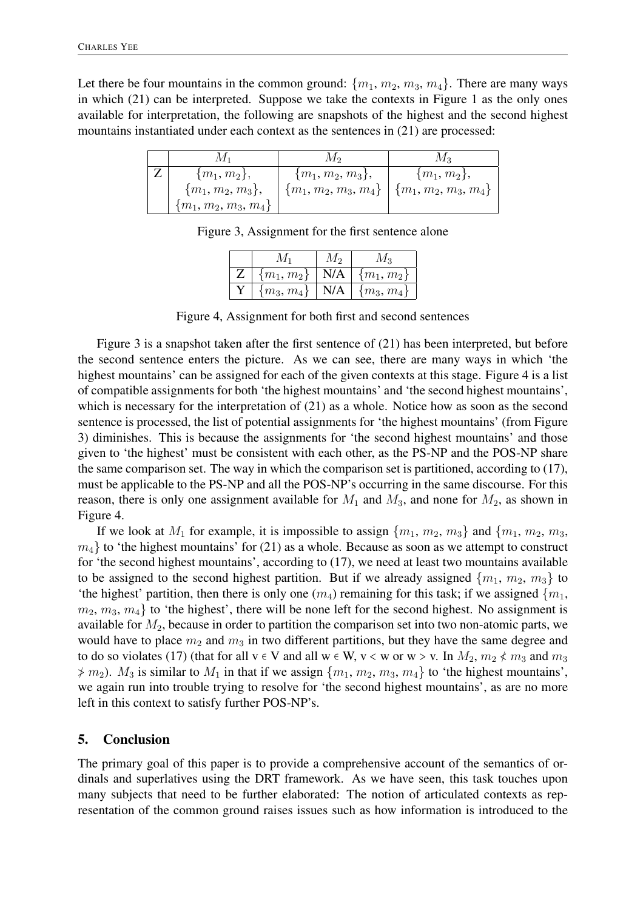Let there be four mountains in the common ground: $\{m_1, m_2, m_3, m_4\}$. There are many ways in which (21) can be interpreted. Suppose we take the contexts in Figure 1 as the only ones available for interpretation, the following are snapshots of the highest and the second highest mountains instantiated under each context as the sentences in (21) are processed:

| | $M_1$ | $M_2$ | $M_3$ |
|---|---|---|---|
| Z | $\{m_1, m_2\}$, $\{m_1, m_2, m_3\}$, $\{m_1, m_2, m_3, m_4\}$ | $\{m_1, m_2, m_3\}$, $\{m_1, m_2, m_3, m_4\}$ | $\{m_1, m_2\}$, $\{m_1, m_2, m_3, m_4\}$ |

Figure 3, Assignment for the first sentence alone

| | $M_1$ | $M_2$ | $M_3$ |
|---|---|---|---|
| Z | $\{m_1, m_2\}$ | N/A | $\{m_1, m_2\}$ |
| Y | $\{m_3, m_4\}$ | N/A | $\{m_3, m_4\}$ |

Figure 4, Assignment for both first and second sentences

Figure 3 is a snapshot taken after the first sentence of (21) has been interpreted, but before the second sentence enters the picture. As we can see, there are many ways in which 'the highest mountains' can be assigned for each of the given contexts at this stage. Figure 4 is a list of compatible assignments for both 'the highest mountains' and 'the second highest mountains', which is necessary for the interpretation of (21) as a whole. Notice how as soon as the second sentence is processed, the list of potential assignments for 'the highest mountains' (from Figure 3) diminishes. This is because the assignments for 'the second highest mountains' and those given to 'the highest' must be consistent with each other, as the PS-NP and the POS-NP share the same comparison set. The way in which the comparison set is partitioned, according to (17), must be applicable to the PS-NP and all the POS-NP's occurring in the same discourse. For this reason, there is only one assignment available for $M_1$ and $M_3$, and none for $M_2$, as shown in Figure 4.

If we look at $M_1$ for example, it is impossible to assign $\{m_1, m_2, m_3\}$ and $\{m_1, m_2, m_3, m_4\}$ to 'the highest mountains' for (21) as a whole. Because as soon as we attempt to construct for 'the second highest mountains', according to (17), we need at least two mountains available to be assigned to the second highest partition. But if we already assigned $\{m_1, m_2, m_3\}$ to 'the highest' partition, then there is only one ($m_4$) remaining for this task; if we assigned $\{m_1, m_2, m_3, m_4\}$ to 'the highest', there will be none left for the second highest. No assignment is available for $M_2$, because in order to partition the comparison set into two non-atomic parts, we would have to place $m_2$ and $m_3$ in two different partitions, but they have the same degree and to do so violates (17) (that for all v $\in$ V and all w $\in$ W, v < w or w > v. In $M_2$, $m_2 \nless m_3$ and $m_3 \ngtr m_2$). $M_3$ is similar to $M_1$ in that if we assign $\{m_1, m_2, m_3, m_4\}$ to 'the highest mountains', we again run into trouble trying to resolve for 'the second highest mountains', as are no more left in this context to satisfy further POS-NP's.

## 5. Conclusion

The primary goal of this paper is to provide a comprehensive account of the semantics of ordinals and superlatives using the DRT framework. As we have seen, this task touches upon many subjects that need to be further elaborated: The notion of articulated contexts as representation of the common ground raises issues such as how information is introduced to the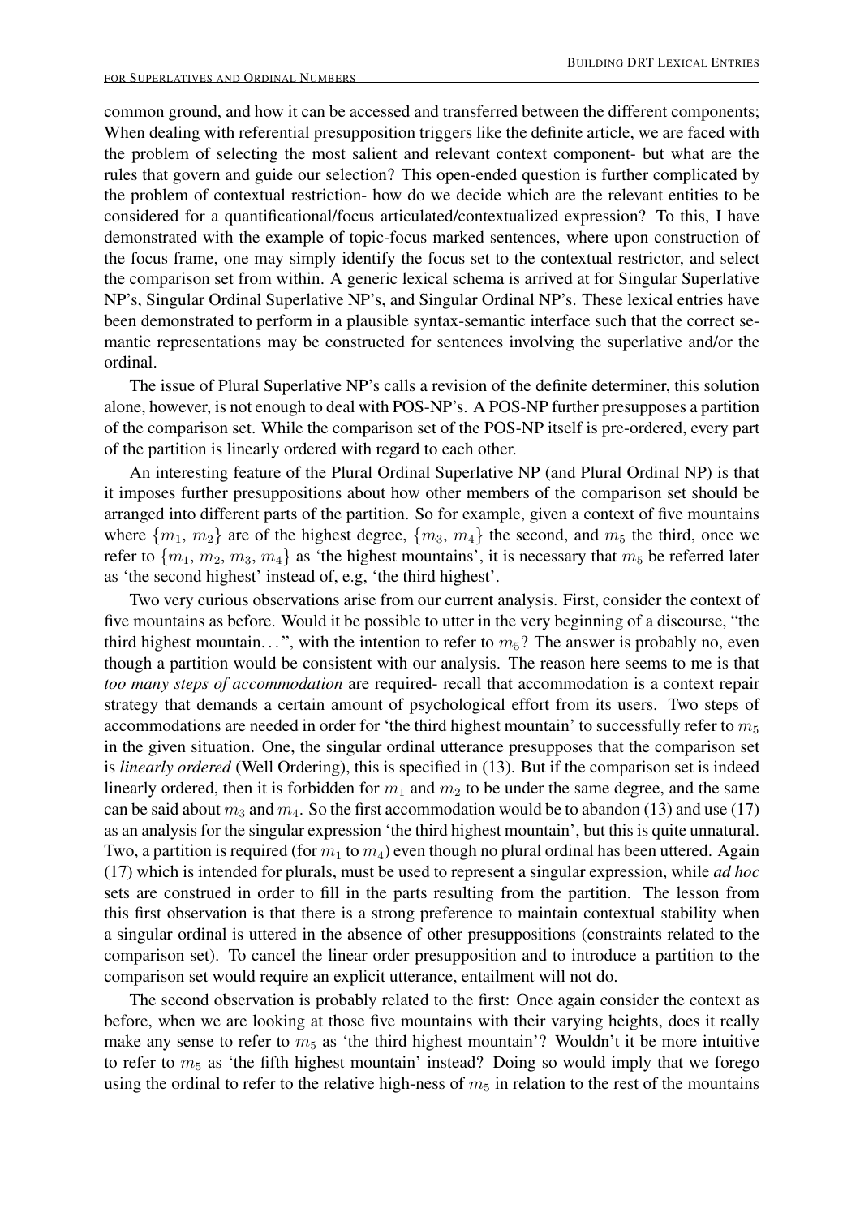common ground, and how it can be accessed and transferred between the different components; When dealing with referential presupposition triggers like the definite article, we are faced with the problem of selecting the most salient and relevant context component- but what are the rules that govern and guide our selection? This open-ended question is further complicated by the problem of contextual restriction- how do we decide which are the relevant entities to be considered for a quantificational/focus articulated/contextualized expression? To this, I have demonstrated with the example of topic-focus marked sentences, where upon construction of the focus frame, one may simply identify the focus set to the contextual restrictor, and select the comparison set from within. A generic lexical schema is arrived at for Singular Superlative NP's, Singular Ordinal Superlative NP's, and Singular Ordinal NP's. These lexical entries have been demonstrated to perform in a plausible syntax-semantic interface such that the correct semantic representations may be constructed for sentences involving the superlative and/or the ordinal.

The issue of Plural Superlative NP's calls a revision of the definite determiner, this solution alone, however, is not enough to deal with POS-NP's. A POS-NP further presupposes a partition of the comparison set. While the comparison set of the POS-NP itself is pre-ordered, every part of the partition is linearly ordered with regard to each other.

An interesting feature of the Plural Ordinal Superlative NP (and Plural Ordinal NP) is that it imposes further presuppositions about how other members of the comparison set should be arranged into different parts of the partition. So for example, given a context of five mountains where $\{m_1, m_2\}$ are of the highest degree, $\{m_3, m_4\}$ the second, and $m_5$ the third, once we refer to $\{m_1, m_2, m_3, m_4\}$ as 'the highest mountains', it is necessary that $m_5$ be referred later as 'the second highest' instead of, e.g, 'the third highest'.

Two very curious observations arise from our current analysis. First, consider the context of five mountains as before. Would it be possible to utter in the very beginning of a discourse, "the third highest mountain…", with the intention to refer to $m_5$? The answer is probably no, even though a partition would be consistent with our analysis. The reason here seems to me is that *too many steps of accommodation* are required- recall that accommodation is a context repair strategy that demands a certain amount of psychological effort from its users. Two steps of accommodations are needed in order for 'the third highest mountain' to successfully refer to $m_5$ in the given situation. One, the singular ordinal utterance presupposes that the comparison set is *linearly ordered* (Well Ordering), this is specified in (13). But if the comparison set is indeed linearly ordered, then it is forbidden for $m_1$ and $m_2$ to be under the same degree, and the same can be said about $m_3$ and $m_4$. So the first accommodation would be to abandon (13) and use (17) as an analysis for the singular expression 'the third highest mountain', but this is quite unnatural. Two, a partition is required (for $m_1$ to $m_4$) even though no plural ordinal has been uttered. Again (17) which is intended for plurals, must be used to represent a singular expression, while *ad hoc* sets are construed in order to fill in the parts resulting from the partition. The lesson from this first observation is that there is a strong preference to maintain contextual stability when a singular ordinal is uttered in the absence of other presuppositions (constraints related to the comparison set). To cancel the linear order presupposition and to introduce a partition to the comparison set would require an explicit utterance, entailment will not do.

The second observation is probably related to the first: Once again consider the context as before, when we are looking at those five mountains with their varying heights, does it really make any sense to refer to $m_5$ as 'the third highest mountain'? Wouldn't it be more intuitive to refer to $m_5$ as 'the fifth highest mountain' instead? Doing so would imply that we forego using the ordinal to refer to the relative high-ness of $m_5$ in relation to the rest of the mountains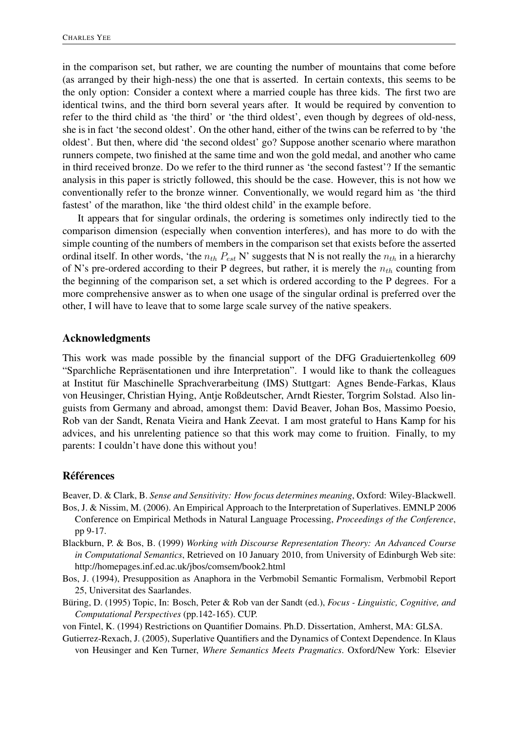in the comparison set, but rather, we are counting the number of mountains that come before (as arranged by their high-ness) the one that is asserted. In certain contexts, this seems to be the only option: Consider a context where a married couple has three kids. The first two are identical twins, and the third born several years after. It would be required by convention to refer to the third child as 'the third' or 'the third oldest', even though by degrees of old-ness, she is in fact 'the second oldest'. On the other hand, either of the twins can be referred to by 'the oldest'. But then, where did 'the second oldest' go? Suppose another scenario where marathon runners compete, two finished at the same time and won the gold medal, and another who came in third received bronze. Do we refer to the third runner as 'the second fastest'? If the semantic analysis in this paper is strictly followed, this should be the case. However, this is not how we conventionally refer to the bronze winner. Conventionally, we would regard him as 'the third fastest' of the marathon, like 'the third oldest child' in the example before.

It appears that for singular ordinals, the ordering is sometimes only indirectly tied to the comparison dimension (especially when convention interferes), and has more to do with the simple counting of the numbers of members in the comparison set that exists before the asserted ordinal itself. In other words, 'the $n_{th}$ $P_{est}$ N' suggests that N is not really the $n_{th}$ in a hierarchy of N's pre-ordered according to their P degrees, but rather, it is merely the $n_{th}$ counting from the beginning of the comparison set, a set which is ordered according to the P degrees. For a more comprehensive answer as to when one usage of the singular ordinal is preferred over the other, I will have to leave that to some large scale survey of the native speakers.

## Acknowledgments

This work was made possible by the financial support of the DFG Graduiertenkolleg 609 "Sparchliche Repräsentationen und ihre Interpretation". I would like to thank the colleagues at Institut für Maschinelle Sprachverarbeitung (IMS) Stuttgart: Agnes Bende-Farkas, Klaus von Heusinger, Christian Hying, Antje Roßdeutscher, Arndt Riester, Torgrim Solstad. Also linguists from Germany and abroad, amongst them: David Beaver, Johan Bos, Massimo Poesio, Rob van der Sandt, Renata Vieira and Hank Zeevat. I am most grateful to Hans Kamp for his advices, and his unrelenting patience so that this work may come to fruition. Finally, to my parents: I couldn't have done this without you!

## Références

Beaver, D. & Clark, B. *Sense and Sensitivity: How focus determines meaning*, Oxford: Wiley-Blackwell.

Bos, J. & Nissim, M. (2006). An Empirical Approach to the Interpretation of Superlatives. EMNLP 2006 Conference on Empirical Methods in Natural Language Processing, *Proceedings of the Conference*, pp 9-17.

Blackburn, P. & Bos, B. (1999) *Working with Discourse Representation Theory: An Advanced Course in Computational Semantics*, Retrieved on 10 January 2010, from University of Edinburgh Web site: http://homepages.inf.ed.ac.uk/jbos/comsem/book2.html

Bos, J. (1994), Presupposition as Anaphora in the Verbmobil Semantic Formalism, Verbmobil Report 25, Universitat des Saarlandes.

Büring, D. (1995) Topic, In: Bosch, Peter & Rob van der Sandt (ed.), *Focus - Linguistic, Cognitive, and Computational Perspectives* (pp.142-165). CUP.

von Fintel, K. (1994) Restrictions on Quantifier Domains. Ph.D. Dissertation, Amherst, MA: GLSA.

Gutierrez-Rexach, J. (2005), Superlative Quantifiers and the Dynamics of Context Dependence. In Klaus von Heusinger and Ken Turner, *Where Semantics Meets Pragmatics*. Oxford/New York: Elsevier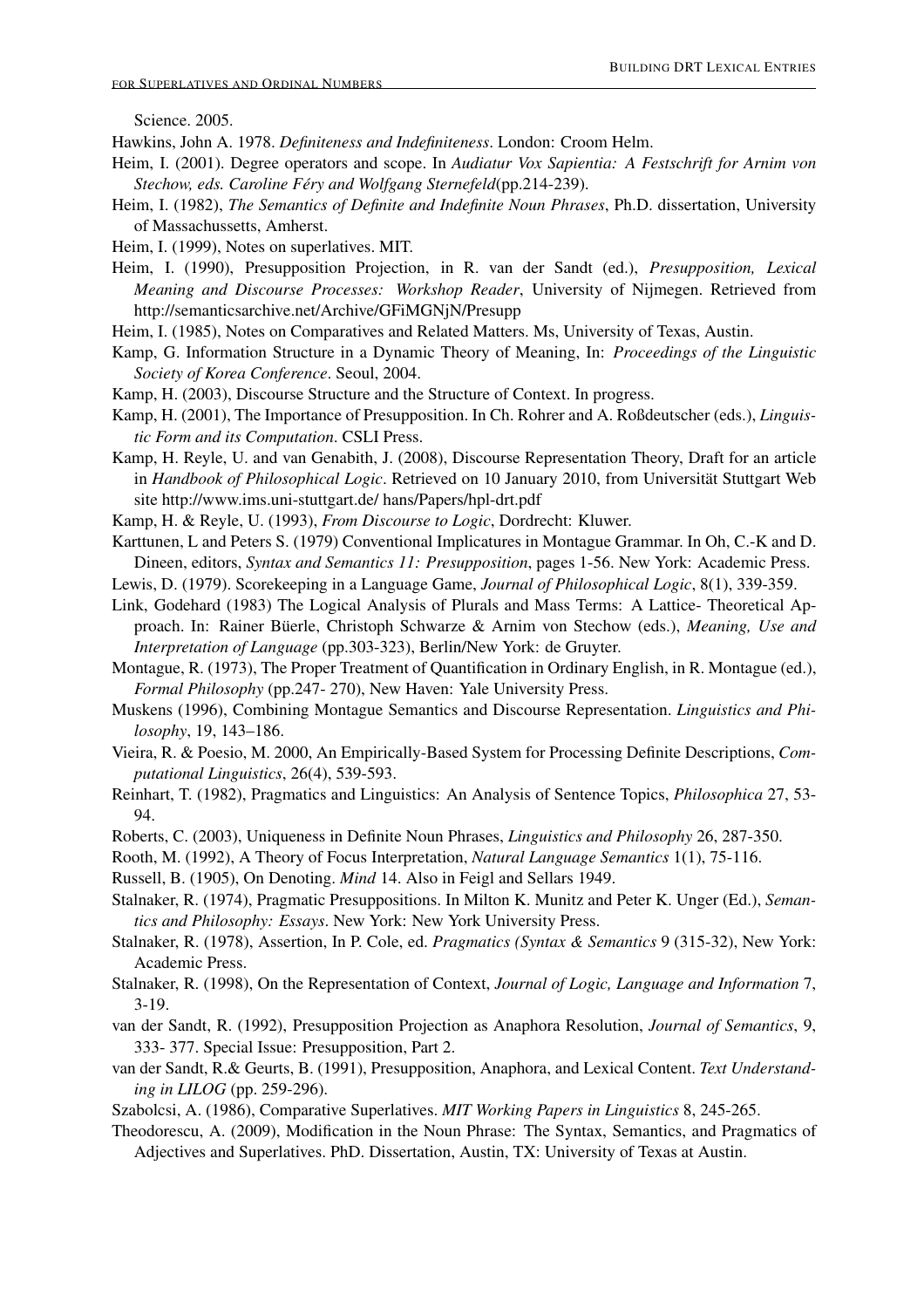Science. 2005.

Hawkins, John A. 1978. *Definiteness and Indefiniteness*. London: Croom Helm.

Heim, I. (2001). Degree operators and scope. In *Audiatur Vox Sapientia: A Festschrift for Arnim von Stechow, eds. Caroline Féry and Wolfgang Sternefeld*(pp.214-239).

Heim, I. (1982), *The Semantics of Definite and Indefinite Noun Phrases*, Ph.D. dissertation, University of Massachussetts, Amherst.

Heim, I. (1999), Notes on superlatives. MIT.

Heim, I. (1990), Presupposition Projection, in R. van der Sandt (ed.), *Presupposition, Lexical Meaning and Discourse Processes: Workshop Reader*, University of Nijmegen. Retrieved from http://semanticsarchive.net/Archive/GFiMGNjN/Presupp

Heim, I. (1985), Notes on Comparatives and Related Matters. Ms, University of Texas, Austin.

Kamp, G. Information Structure in a Dynamic Theory of Meaning, In: *Proceedings of the Linguistic Society of Korea Conference*. Seoul, 2004.

Kamp, H. (2003), Discourse Structure and the Structure of Context. In progress.

Kamp, H. (2001), The Importance of Presupposition. In Ch. Rohrer and A. Roßdeutscher (eds.), *Linguistic Form and its Computation*. CSLI Press.

Kamp, H. Reyle, U. and van Genabith, J. (2008), Discourse Representation Theory, Draft for an article in *Handbook of Philosophical Logic*. Retrieved on 10 January 2010, from Universität Stuttgart Web site http://www.ims.uni-stuttgart.de/ hans/Papers/hpl-drt.pdf

Kamp, H. & Reyle, U. (1993), *From Discourse to Logic*, Dordrecht: Kluwer.

Karttunen, L and Peters S. (1979) Conventional Implicatures in Montague Grammar. In Oh, C.-K and D. Dineen, editors, *Syntax and Semantics 11: Presupposition*, pages 1-56. New York: Academic Press.

Lewis, D. (1979). Scorekeeping in a Language Game, *Journal of Philosophical Logic*, 8(1), 339-359.

Link, Godehard (1983) The Logical Analysis of Plurals and Mass Terms: A Lattice- Theoretical Approach. In: Rainer Büerle, Christoph Schwarze & Arnim von Stechow (eds.), *Meaning, Use and Interpretation of Language* (pp.303-323), Berlin/New York: de Gruyter.

Montague, R. (1973), The Proper Treatment of Quantification in Ordinary English, in R. Montague (ed.), *Formal Philosophy* (pp.247- 270), New Haven: Yale University Press.

Muskens (1996), Combining Montague Semantics and Discourse Representation. *Linguistics and Philosophy*, 19, 143–186.

Vieira, R. & Poesio, M. 2000, An Empirically-Based System for Processing Definite Descriptions, *Computational Linguistics*, 26(4), 539-593.

Reinhart, T. (1982), Pragmatics and Linguistics: An Analysis of Sentence Topics, *Philosophica* 27, 53-94.

Roberts, C. (2003), Uniqueness in Definite Noun Phrases, *Linguistics and Philosophy* 26, 287-350.

Rooth, M. (1992), A Theory of Focus Interpretation, *Natural Language Semantics* 1(1), 75-116.

Russell, B. (1905), On Denoting. *Mind* 14. Also in Feigl and Sellars 1949.

Stalnaker, R. (1974), Pragmatic Presuppositions. In Milton K. Munitz and Peter K. Unger (Ed.), *Semantics and Philosophy: Essays*. New York: New York University Press.

Stalnaker, R. (1978), Assertion, In P. Cole, ed. *Pragmatics (Syntax & Semantics* 9 (315-32), New York: Academic Press.

Stalnaker, R. (1998), On the Representation of Context, *Journal of Logic, Language and Information* 7, 3-19.

van der Sandt, R. (1992), Presupposition Projection as Anaphora Resolution, *Journal of Semantics*, 9, 333- 377. Special Issue: Presupposition, Part 2.

van der Sandt, R.& Geurts, B. (1991), Presupposition, Anaphora, and Lexical Content. *Text Understanding in LILOG* (pp. 259-296).

Szabolcsi, A. (1986), Comparative Superlatives. *MIT Working Papers in Linguistics* 8, 245-265.

Theodorescu, A. (2009), Modification in the Noun Phrase: The Syntax, Semantics, and Pragmatics of Adjectives and Superlatives. PhD. Dissertation, Austin, TX: University of Texas at Austin.